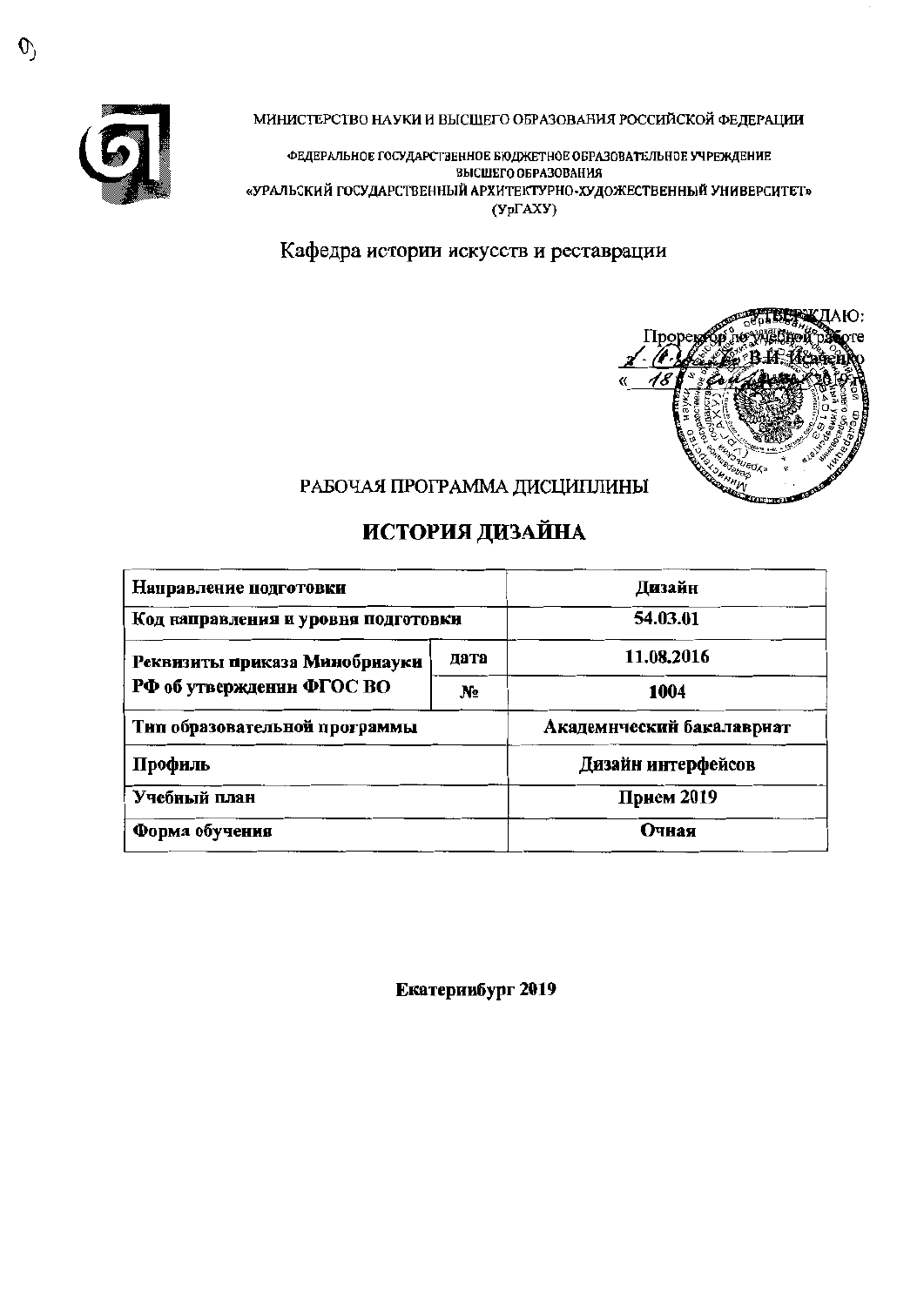МИНИСТЕРСТВО НАУКИ И ВЫСШЕГО ОБРАЗОВАНИЯ РОССИЙСКОЙ ФЕДЕРАЦИИ

ФЕДЕРАЛЬНОЕ ГОСУДАРСТВЕННОЕ БЮДЖЕТНОЕ ОБРАЗОВАТЕЛЬНОЕ УЧРЕЖДЕНИЕ ВЫСШЕГО ОБРАЗОВАНИЯ
«УРАЛЬСКИЙ ГОСУДАРСТВЕННЫЙ АРХИТЕКТУРНО-ХУДОЖЕСТВЕННЫЙ УНИВЕРСИТЕТ»
(УрГАХУ)

Кафедра истории искусств и реставрации

УТВЕРЖДАЮ:
Проректор по учебной работе
В.И. Исаченко
« 18 »

РАБОЧАЯ ПРОГРАММА ДИСЦИПЛИНЫ

# ИСТОРИЯ ДИЗАЙНА

| Направление подготовки | | Дизайн |
|---|---|---|
| Код направления и уровня подготовки | | 54.03.01 |
| Реквизиты приказа Минобрнауки РФ об утверждении ФГОС ВО | дата | 11.08.2016 |
| | № | 1004 |
| Тип образовательной программы | | Академический бакалавриат |
| Профиль | | Дизайн интерфейсов |
| Учебный план | | Прием 2019 |
| Форма обучения | | Очная |

**Екатеринбург 2019**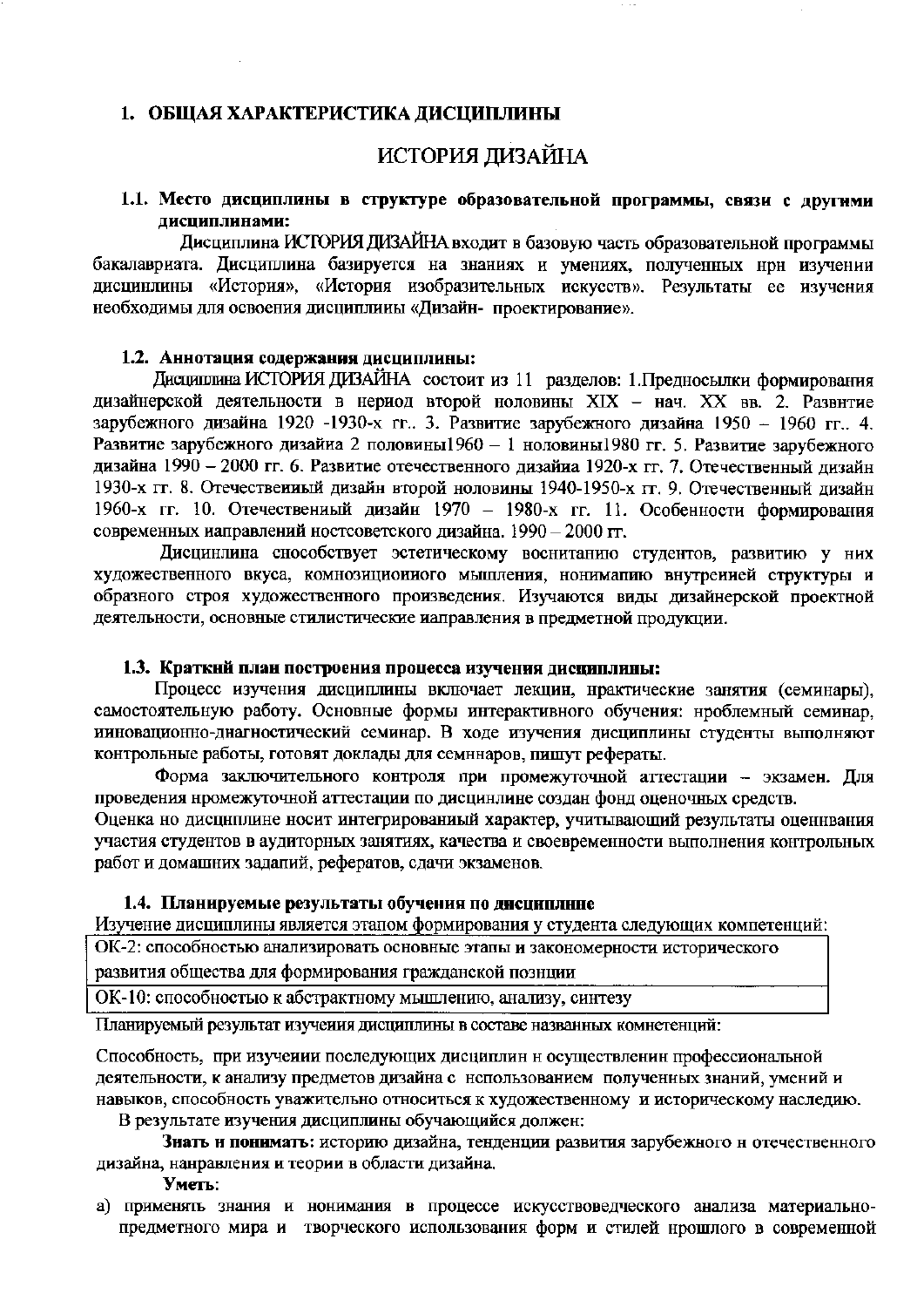## 1. ОБЩАЯ ХАРАКТЕРИСТИКА ДИСЦИПЛИНЫ

# ИСТОРИЯ ДИЗАЙНА

### 1.1. Место дисциплины в структуре образовательной программы, связи с другими дисциплинами:

Дисциплина ИСТОРИЯ ДИЗАЙНА входит в базовую часть образовательной программы бакалавриата. Дисциплина базируется на знаниях и умениях, полученных при изучении дисциплины «История», «История изобразительных искусств». Результаты ее изучения необходимы для освоения дисциплины «Дизайн- проектирование».

### 1.2. Аннотация содержания дисциплины:

Дисциплина ИСТОРИЯ ДИЗАЙНА состоит из 11 разделов: 1.Предпосылки формирования дизайнерской деятельности в период второй половины XIX – нач. XX вв. 2. Развитие зарубежного дизайна 1920 -1930-х гг.. 3. Развитие зарубежного дизайна 1950 – 1960 гг.. 4. Развитие зарубежного дизайна 2 половины1960 – 1 половины1980 гг. 5. Развитие зарубежного дизайна 1990 – 2000 гг. 6. Развитие отечественного дизайна 1920-х гг. 7. Отечественный дизайн 1930-х гг. 8. Отечественный дизайн второй половины 1940-1950-х гг. 9. Отечественный дизайн 1960-х гг. 10. Отечественый дизайн 1970 – 1980-х гг. 11. Особенности формирования современных направлений постсоветского дизайна. 1990 – 2000 гг.

Дисциплина способствует эстетическому воспитанию студентов, развитию у них художественного вкуса, композиционного мышления, пониманию внутренней структуры и образного строя художественного произведения. Изучаются виды дизайнерской проектной деятельности, основные стилистические направления в предметной продукции.

### 1.3. Краткий план построения процесса изучения дисциплины:

Процесс изучения дисциплины включает лекции, практические занятия (семинары), самостоятельную работу. Основные формы интерактивного обучения: проблемный семинар, инновационно-диагностический семинар. В ходе изучения дисциплины студенты выполняют контрольные работы, готовят доклады для семинаров, пишут рефераты.

Форма заключительного контроля при промежуточной аттестации – экзамен. Для проведения промежуточной аттестации по дисциплине создан фонд оценочных средств.
Оценка по дисциплине носит интегрированный характер, учитывающий результаты оценивания участия студентов в аудиторных занятиях, качества и своевременности выполнения контрольных работ и домашних заданий, рефератов, сдачи экзаменов.

### 1.4. Планируемые результаты обучения по дисциплине

Изучение дисциплины является этапом формирования у студента следующих компетенций:

| ОК-2: способностью анализировать основные этапы и закономерности исторического развития общества для формирования гражданской позиции |
|---|
| ОК-10: способностью к абстрактному мышлению, анализу, синтезу |

Планируемый результат изучения дисциплины в составе названных компетенций:

Способность, при изучении последующих дисциплин и осуществлении профессиональной деятельности, к анализу предметов дизайна с использованием полученных знаний, умений и навыков, способность уважительно относиться к художественному и историческому наследию.

В результате изучения дисциплины обучающийся должен:

**Знать и понимать:** историю дизайна, тенденции развития зарубежного и отечественного дизайна, направления и теории в области дизайна.

**Уметь:**

а) применять знания и понимания в процессе искусствоведческого анализа материально-предметного мира и творческого использования форм и стилей прошлого в современной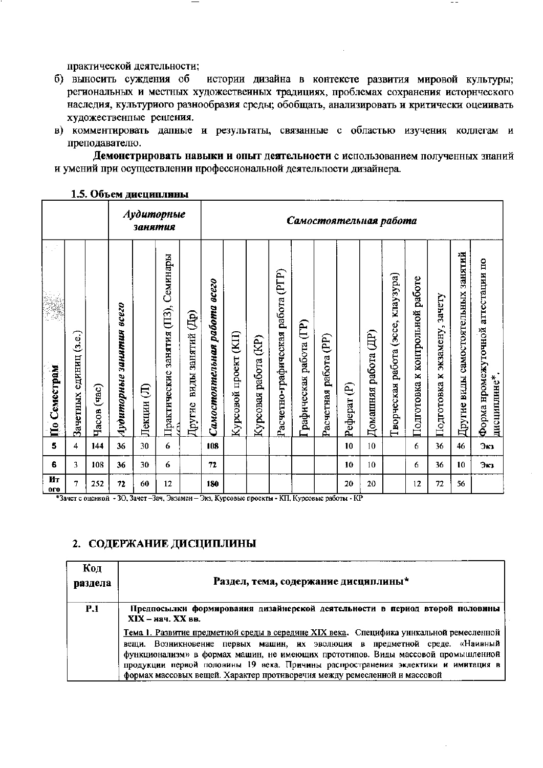практической деятельности;

б) выносить суждения об истории дизайна в контексте развития мировой культуры; региональных и местных художественных традициях, проблемах сохранения исторического наследия, культурного разнообразия среды; обобщать, анализировать и критически оценивать художественные решения.

в) комментировать данные и результаты, связанные с областью изучения коллегам и преподавателю.

**Демонстрировать навыки и опыт деятельности** с использованием полученных знаний и умений при осуществлении профессиональной деятельности дизайнера.

**1.5. Объем дисциплины**

| | | | *Аудиторные занятия* | | | | *Самостоятельная работа* | | | | | | | | | | | | | | |
|---|---|---|---|---|---|---|---|---|---|---|---|---|---|---|---|---|---|---|---|---|---|
| По Семестрам | Зачетных единиц (з.е.) | Часов (час) | *Аудиторные занятия всего* | Лекции (Л) | Практические занятия (ПЗ), Семинары (С) | Другие виды занятий (Др) | *Самостоятельная работа всего* | Курсовой проект (КП) | Курсовая работа (КР) | Расчетно-графическая работа (РГР) | Графическая работа (ГР) | Расчетная работа (РР) | Реферат (Р) | Домашняя работа (ДР) | Творческая работа (эссе, клаузура) | Подготовка к контрольной работе | Подготовка к экзамену, зачету | Другие виды самостоятельных занятий | Форма промежуточной аттестации по дисциплине* |
| 5 | 4 | 144 | 36 | 30 | 6 | | 108 | | | | | | 10 | 10 | | 6 | 36 | 46 | Экз |
| 6 | 3 | 108 | 36 | 30 | 6 | | 72 | | | | | | 10 | 10 | | 6 | 36 | 10 | Экз |
| Итого | 7 | 252 | 72 | 60 | 12 | | 180 | | | | | | 20 | 20 | | 12 | 72 | 56 | |

*Зачет с оценкой - ЗО, Зачет –Зач, Экзамен – Экз, Курсовые проекты - КП, Курсовые работы - КР

## 2. СОДЕРЖАНИЕ ДИСЦИПЛИНЫ

| Код раздела | Раздел, тема, содержание дисциплины* |
|---|---|
| Р.1 | **Предпосылки формирования дизайнерской деятельности в период второй половины XIX – нач. XX вв.**<br>Тема 1. Развитие предметной среды в середине XIX века. Специфика уникальной ремесленной вещи. Возникновение первых машин, их эволюция в предметной среде. «Наивный функционализм» в формах машин, не имеющих прототипов. Виды массовой промышленной продукции первой половины 19 века. Причины распространения эклектики и имитация в формах массовых вещей. Характер противоречия между ремесленной и массовой |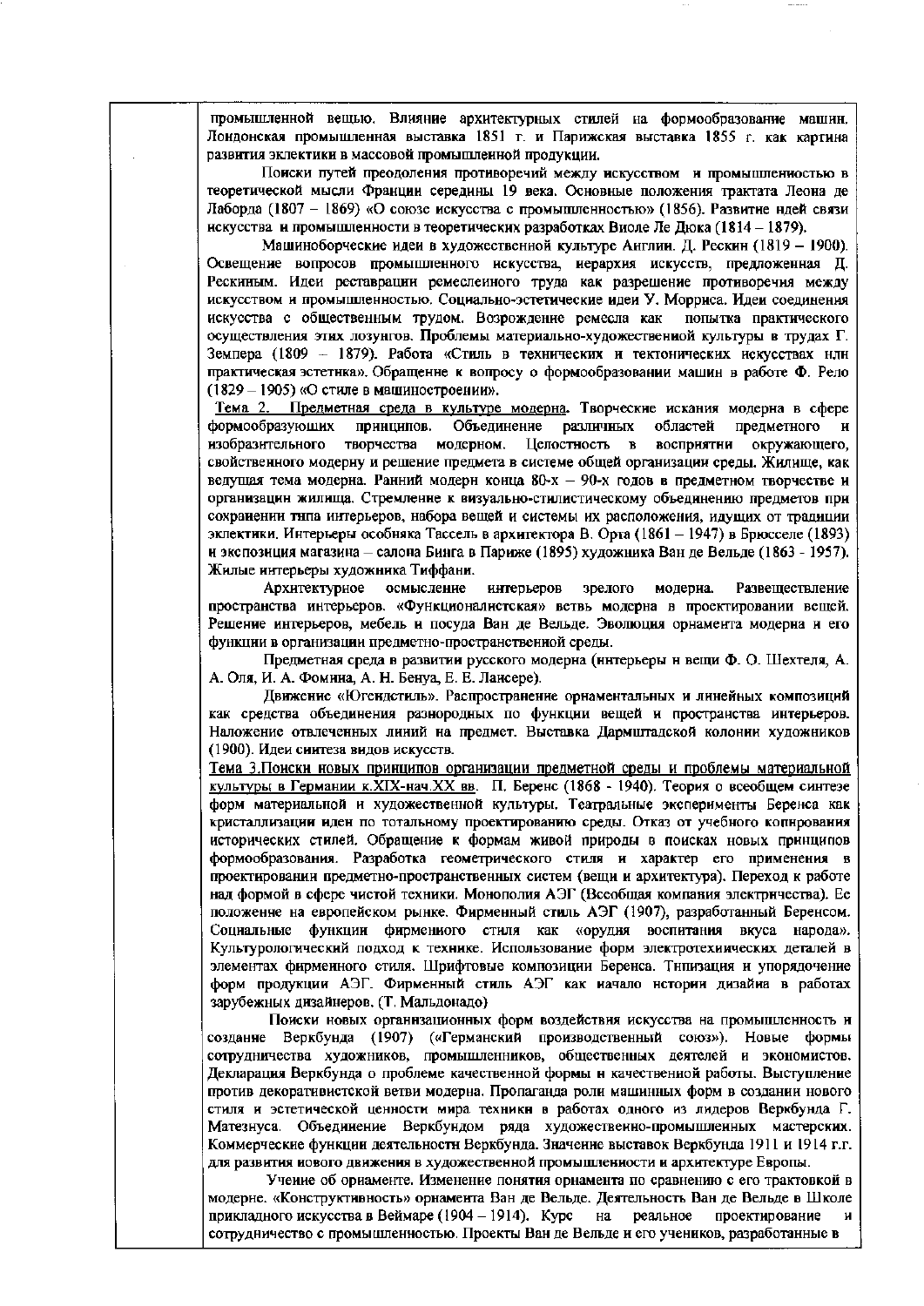промышленной вещью. Влияние архитектурных стилей на формообразование машин. Лондонская промышленная выставка 1851 г. и Парижская выставка 1855 г. как картина развития эклектики в массовой промышленной продукции.

Поиски путей преодоления противоречий между искусством и промышленностью в теоретической мысли Франции середины 19 века. Основные положения трактата Леона де Лаборда (1807 – 1869) «О союзе искусства с промышленностью» (1856). Развитие идей связи искусства и промышленности в теоретических разработках Виоле Ле Дюка (1814 – 1879).

Машиноборческие идеи в художественной культуре Англии. Д. Рескин (1819 – 1900). Освещение вопросов промышленного искусства, иерархия искусств, предложенная Д. Рескиным. Идеи реставрации ремесленного труда как разрешение противоречия между искусством и промышленностью. Социально-эстетические идеи У. Морриса. Идеи соединения искусства с общественным трудом. Возрождение ремесла как попытка практического осуществления этих лозунгов. Проблемы материально-художественой культуры в трудах Г. Земпера (1809 – 1879). Работа «Стиль в технических и тектонических искусствах или практическая эстетика». Обращение к вопросу о формообразовании машин в работе Ф. Рело (1829 – 1905) «О стиле в машиностроении».

Тема 2. Предметная среда в культуре модерна. Творческие искания модерна в сфере формообразующих принципов. Объединение различных областей предметного и изобразительного творчества модерном. Целостность в восприятии окружающего, свойственного модерну и решение предмета в системе общей организации среды. Жилище, как ведущая тема модерна. Ранний модерн конца 80-х – 90-х годов в предметном творчестве и организации жилища. Стремление к визуально-стилистическому объединению предметов при сохранении типа интерьеров, набора вещей и системы их расположения, идущих от традиции эклектики. Интерьеры особняка Тассель в архитектора В. Орта (1861 – 1947) в Брюсселе (1893) и экспозиция магазина – салона Бинга в Париже (1895) художника Ван де Вельде (1863 - 1957). Жилые интерьеры художника Тиффани.

Архитектурное осмысление интерьеров зрелого модерна. Развеществление пространства интерьеров. «Функционалистская» ветвь модерна в проектировании вещей. Решение интерьеров, мебель и посуда Ван де Вельде. Эволюция орнамента модерна и его функции в организации предметно-пространственной среды.

Предметная среда в развитии русского модерна (интерьеры и вещи Ф. О. Шехтеля, А. А. Оля, И. А. Фомина, А. Н. Бенуа, Е. Е. Лансере).

Движение «Югендстиль». Распространение орнаментальных и линейных композиций как средства объединения разнородных по функции вещей и пространства интерьеров. Наложение отвлеченных линий на предмет. Выставка Дармштадской колонии художников (1900). Идеи синтеза видов искусств.

Тема 3.Поиски новых принципов организации предметной среды и проблемы материальной культуры в Германии к.XIX-нач.XX вв. П. Беренс (1868 - 1940). Теория о всеобщем синтезе форм материальной и художественной культуры. Театральные эксперименты Беренса как кристаллизации идеи по тотальному проектированию среды. Отказ от учебного копирования исторических стилей. Обращение к формам живой природы в поисках новых принципов формообразования. Разработка геометрического стиля и характер его применения в проектировании предметно-пространственных систем (вещи и архитектура). Переход к работе над формой в сфере чистой техники. Монополия АЭГ (Всеобщая компания электричества). Ее положение на европейском рынке. Фирменный стиль АЭГ (1907), разработанный Беренсом. Социальные функции фирменного стиля как «орудия воспитания вкуса народа». Культурологический подход к технике. Использование форм электротехнических деталей в элементах фирменного стиля. Шрифтовые композиции Беренса. Типизация и упорядочение форм продукции АЭГ. Фирменный стиль АЭГ как начало истории дизайна в работах зарубежных дизайнеров. (Т. Мальдонадо)

Поиски новых организационных форм воздействия искусства на промышленность и создание Веркбунда (1907) («Германский производственный союз»). Новые формы сотрудничества художников, промышленников, общественных деятелей и экономистов. Декларация Веркбунда о проблеме качественной формы и качественной работы. Выступление против декоративистской ветви модерна. Пропаганда роли машинных форм в создании нового стиля и эстетической ценности мира техники в работах одного из лидеров Веркбунда Г. Матезнуса. Объединение Веркбундом ряда художественно-промышленных мастерских. Коммерческие функции деятельности Веркбунда. Значение выставок Веркбунда 1911 и 1914 г.г. для развития нового движения в художественной промышленности и архитектуре Европы.

Учение об орнаменте. Изменение понятия орнамента по сравнению с его трактовкой в модерне. «Конструктивность» орнамента Ван де Вельде. Деятельность Ван де Вельде в Школе прикладного искусства в Веймаре (1904 – 1914). Курс на реальное проектирование и сотрудничество с промышленностью. Проекты Ван де Вельде и его учеников, разработанные в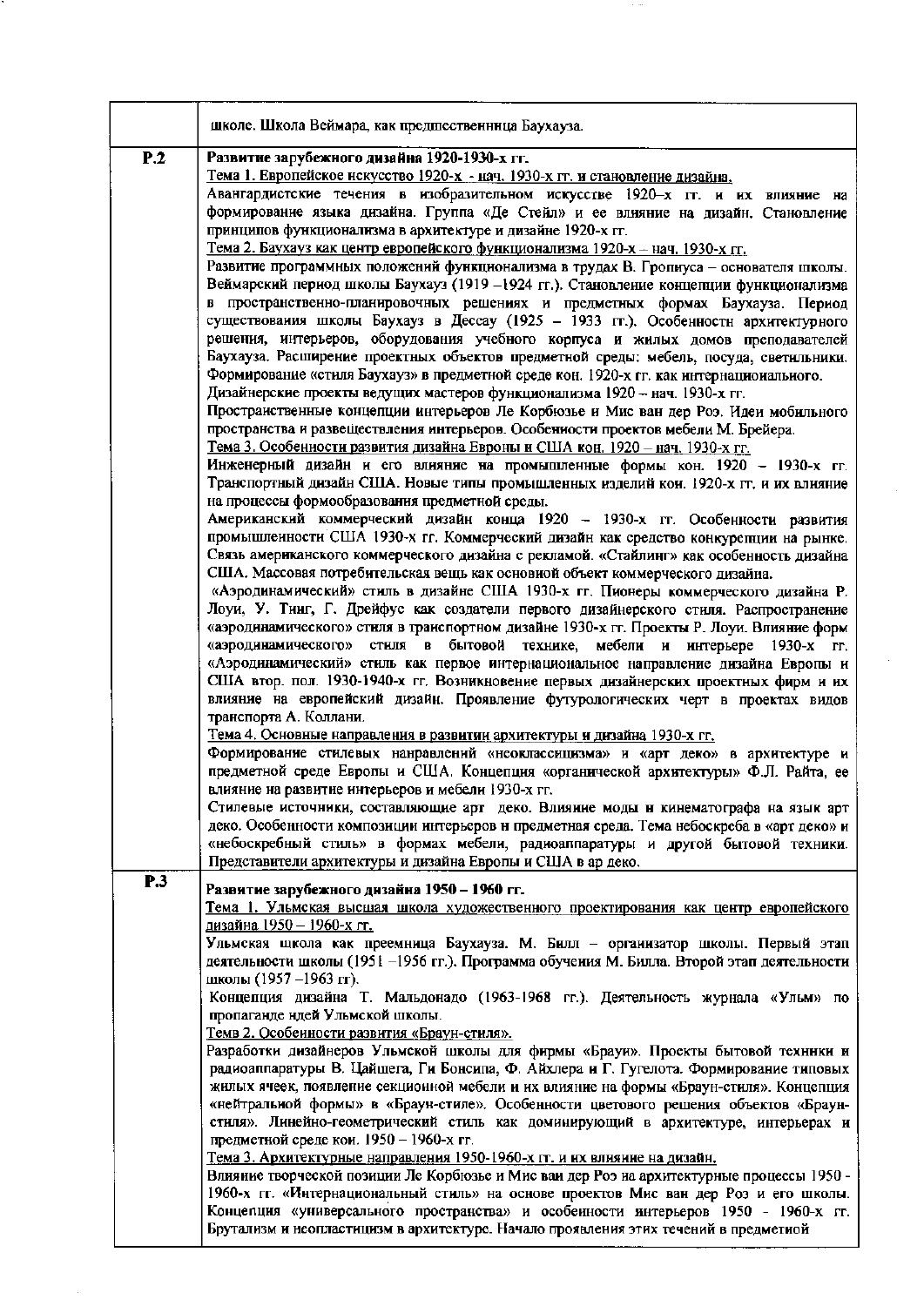|  |  |
|---|---|
|  | школе. Школа Веймара, как предшественница Баухауза. |
| Р.2 | **Развитие зарубежного дизайна 1920-1930-х гг.**<br>Тема 1. Европейское искусство 1920-х - нач. 1930-х гг. и становление дизайна.<br>Авангардистские течения в изобразительном искусстве 1920–х гг. и их влияние на формирование языка дизайна. Группа «Де Стейл» и ее влияние на дизайн. Становление принципов функционализма в архитектуре и дизайне 1920-х гг.<br>Тема 2. Баухауз как центр европейского функционализма 1920-х – нач. 1930-х гг.<br>Развитие программных положений функционализма в трудах В. Гропиуса – основателя школы. Веймарский период школы Баухауз (1919 –1924 гг.). Становление концепции функционализма в пространственно-планировочных решениях и предметных формах Баухауза. Период существования школы Баухауз в Дессау (1925 – 1933 гг.). Особенности архитектурного решения, интерьеров, оборудования учебного корпуса и жилых домов преподавателей Баухауза. Расширение проектных объектов предметной среды: мебель, посуда, светильники. Формирование «стиля Баухауз» в предметной среде кон. 1920-х гг. как интернационального.<br>Дизайнерские проекты ведущих мастеров функционализма 1920 – нач. 1930-х гг.<br>Пространственные концепции интерьеров Ле Корбюзье и Мис ван дер Роэ. Идеи мобильного пространства и развеществления интерьеров. Особенности проектов мебели М. Брейера.<br>Тема 3. Особенности развития дизайна Европы и США кон. 1920 – нач. 1930-х гг.<br>Инженерный дизайн и его влияние на промышленные формы кон. 1920 – 1930-х гг. Транспортный дизайн США. Новые типы промышленных изделий кон. 1920-х гг. и их влияние на процессы формообразования предметной среды.<br>Американский коммерческий дизайн конца 1920 – 1930-х гг. Особенности развития промышленности США 1930-х гг. Коммерческий дизайн как средство конкуренции на рынке. Связь американского коммерческого дизайна с рекламой. «Стайлинг» как особенность дизайна США. Массовая потребительская вещь как основной объект коммерческого дизайна.<br>«Аэродинамический» стиль в дизайне США 1930-х гг. Пионеры коммерческого дизайна Р. Лоуи, У. Тиг, Г. Дрейфус как создатели первого дизайнерского стиля. Распространение «аэродинамического» стиля в транспортном дизайне 1930-х гг. Проекты Р. Лоуи. Влияние форм «аэродинамического» стиля в бытовой технике, мебели и интерьере 1930-х гг. «Аэродинамический» стиль как первое интернациональное направление дизайна Европы и США втор. пол. 1930-1940-х гг. Возникновение первых дизайнерских проектных фирм и их влияние на европейский дизайн. Проявление футурологических черт в проектах видов транспорта А. Коллани.<br>Тема 4. Основные направления в развитии архитектуры и дизайна 1930-х гг.<br>Формирование стилевых направлений «неоклассицизма» и «арт деко» в архитектуре и предметной среде Европы и США. Концепция «органической архитектуры» Ф.Л. Райта, ее влияние на развитие интерьеров и мебели 1930-х гг.<br>Стилевые источники, составляющие арт деко. Влияние моды и кинематографа на язык арт деко. Особенности композиции интерьеров и предметная среда. Тема небоскреба в «арт деко» и «небоскребный стиль» в формах мебели, радиоаппаратуры и другой бытовой техники. Представители архитектуры и дизайна Европы и США в ар деко. |
| Р.3 | **Развитие зарубежного дизайна 1950 – 1960 гг.**<br>Тема 1. Ульмская высшая школа художественного проектирования как центр европейского дизайна 1950 – 1960-х гг.<br>Ульмская школа как преемница Баухауза. М. Билл – организатор школы. Первый этап деятельности школы (1951 –1956 гг.). Программа обучения М. Билла. Второй этап деятельности школы (1957 –1963 гг).<br>Концепция дизайна Т. Мальдонадо (1963-1968 гг.). Деятельность журнала «Ульм» по пропаганде идей Ульмской школы.<br>Темв 2. Особенности развития «Браун-стиля».<br>Разработки дизайнеров Ульмской школы для фирмы «Браун». Проекты бытовой техники и радиоаппаратуры В. Цайшега, Ги Бонсипа, Ф. Айхлера и Г. Гугелота. Формирование типовых жилых ячеек, появление секционной мебели и их влияние на формы «Браун-стиля». Концепция «нейтральной формы» в «Браун-стиле». Особенности цветового решения объектов «Браун-стиля». Линейно-геометрический стиль как доминирующий в архитектуре, интерьерах и предметной среде кон. 1950 – 1960-х гг.<br>Тема 3. Архитектурные направления 1950-1960-х гг. и их влияние на дизайн.<br>Влияние творческой позиции Ле Корбюзье и Мис ван дер Роэ на архитектурные процессы 1950 - 1960-х гг. «Интернациональный стиль» на основе проектов Мис ван дер Роэ и его школы. Концепция «универсального пространства» и особенности интерьеров 1950 - 1960-х гг. Брутализм и неопластицизм в архитектуре. Начало проявления этих течений в предметной |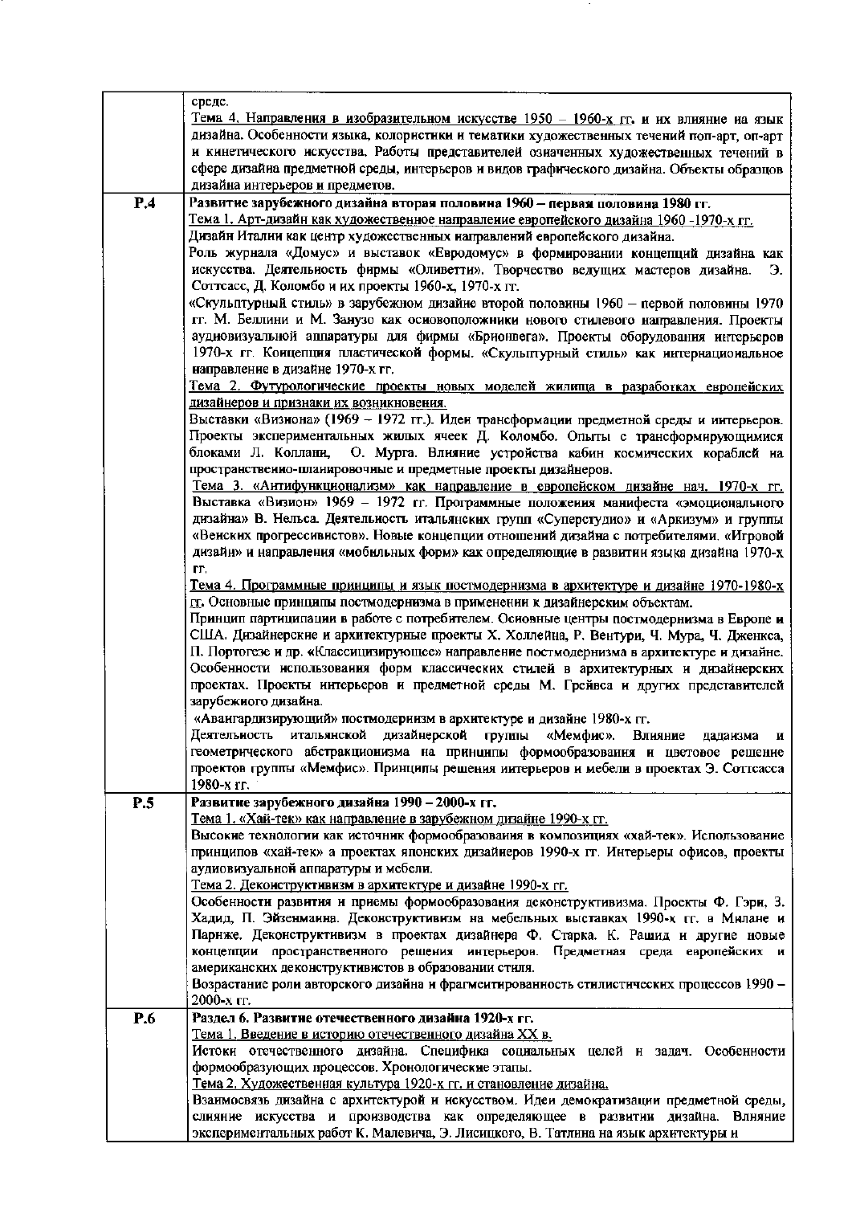| | |
|---|---|
| | среде.<br>Тема 4. Направления в изобразительном искусстве 1950 – 1960-х гг. и их влияние на язык дизайна. Особенности языка, колористики и тематики художественных течений поп-арт, оп-арт и кинетического искусства. Работы представителей означенных художественных течений в сфере дизайна предметной среды, интерьеров и видов графического дизайна. Объекты образцов дизайна интерьеров и предметов. |
| **Р.4** | **Развитие зарубежного дизайна вторая половина 1960 – первая половина 1980 гг.**<br>Тема 1. Арт-дизайн как художественное направление европейского дизайна 1960 -1970-х гг.<br>Дизайн Италии как центр художественных направлений европейского дизайна.<br>Роль журнала «Домус» и выставок «Евродомус» в формировании концепций дизайна как искусства. Деятельность фирмы «Оливетти». Творчество ведущих мастеров дизайна. Э. Соттсасс, Д. Коломбо и их проекты 1960-х, 1970-х гг.<br>«Скульптурный стиль» в зарубежном дизайне второй половины 1960 – первой половины 1970 гг. М. Беллини и М. Занузо как основоположники нового стилевого направления. Проекты аудиовизуальной аппаратуры для фирмы «Брионвега». Проекты оборудования интерьеров 1970-х гг. Концепция пластической формы. «Скульптурный стиль» как интернациональное направление в дизайне 1970-х гг.<br>Тема 2. Футурологические проекты новых моделей жилища в разработках европейских дизайнеров и признаки их возникновения.<br>Выставки «Визиона» (1969 – 1972 гг.). Идеи трансформации предметной среды и интерьеров. Проекты экспериментальных жилых ячеек Д. Коломбо. Опыты с трансформирующимися блоками Л. Коллани, О. Мурга. Влияние устройства кабин космических кораблей на пространственно-планировочные и предметные проекты дизайнеров.<br>Тема 3. «Антифункционализм» как направление в европейском дизайне нач. 1970-х гг. Выставка «Визион» 1969 – 1972 гг. Программные положения манифеста «эмоционального дизайна» В. Нельса. Деятельность итальянских групп «Суперстудио» и «Аркизум» и группы «Венских прогрессивистов». Новые концепции отношений дизайна с потребителями. «Игровой дизайн» и направления «мобильных форм» как определяющие в развитии языка дизайна 1970-х гг.<br>Тема 4. Программные принципы и язык постмодернизма в архитектуре и дизайне 1970-1980-х гг. Основные принципы постмодернизма в применении к дизайнерским объектам.<br>Принцип партиципации в работе с потребителем. Основные центры постмодернизма в Европе и США. Дизайнерские и архитектурные проекты Х. Холлейна, Р. Вентури, Ч. Мура, Ч. Дженкса, П. Портогезе и др. «Классицизирующее» направление постмодернизма в архитектуре и дизайне. Особенности использования форм классических стилей в архитектурных и дизайнерских проектах. Проекты интерьеров и предметной среды М. Грейвса и других представителей зарубежного дизайна.<br>«Авангардизирующий» постмодернизм в архитектуре и дизайне 1980-х гг.<br>Деятельность итальянской дизайнерской группы «Мемфис». Влияние дадаизма и геометрического абстракционизма на принципы формообразования и цветовое решение проектов группы «Мемфис». Принципы решения интерьеров и мебели в проектах Э. Соттсасса 1980-х гг. |
| **Р.5** | **Развитие зарубежного дизайна 1990 – 2000-х гг.**<br>Тема 1. «Хай-тек» как направление в зарубежном дизайне 1990-х гг.<br>Высокие технологии как источник формообразования в композициях «хай-тек». Использование принципов «хай-тек» в проектах японских дизайнеров 1990-х гг. Интерьеры офисов, проекты аудиовизуальной аппаратуры и мебели.<br>Тема 2. Деконструктивизм в архитектуре и дизайне 1990-х гг.<br>Особенности развития и приемы формообразования деконструктивизма. Проекты Ф. Гэри, З. Хадид, П. Эйзенманна. Деконструктивизм на мебельных выставках 1990-х гг. в Милане и Париже. Деконструктивизм в проектах дизайнера Ф. Старка. К. Рашид и другие новые концепции пространственного решения интерьеров. Предметная среда европейских и американских деконструктивистов в образовании стиля.<br>Возрастание роли авторского дизайна и фрагментированность стилистических процессов 1990 – 2000-х гг. |
| **Р.6** | **Раздел 6. Развитие отечественного дизайна 1920-х гг.**<br>Тема 1. Введение в историю отечественного дизайна XX в.<br>Истоки отечественного дизайна. Специфика социальных целей и задач. Особенности формообразующих процессов. Хронологические этапы.<br>Тема 2. Художественная культура 1920-х гг. и становление дизайна.<br>Взаимосвязь дизайна с архитектурой и искусством. Идеи демократизации предметной среды, слияние искусства и производства как определяющее в развитии дизайна. Влияние экспериментальных работ К. Малевича, Э. Лисицкого, В. Татлина на язык архитектуры и |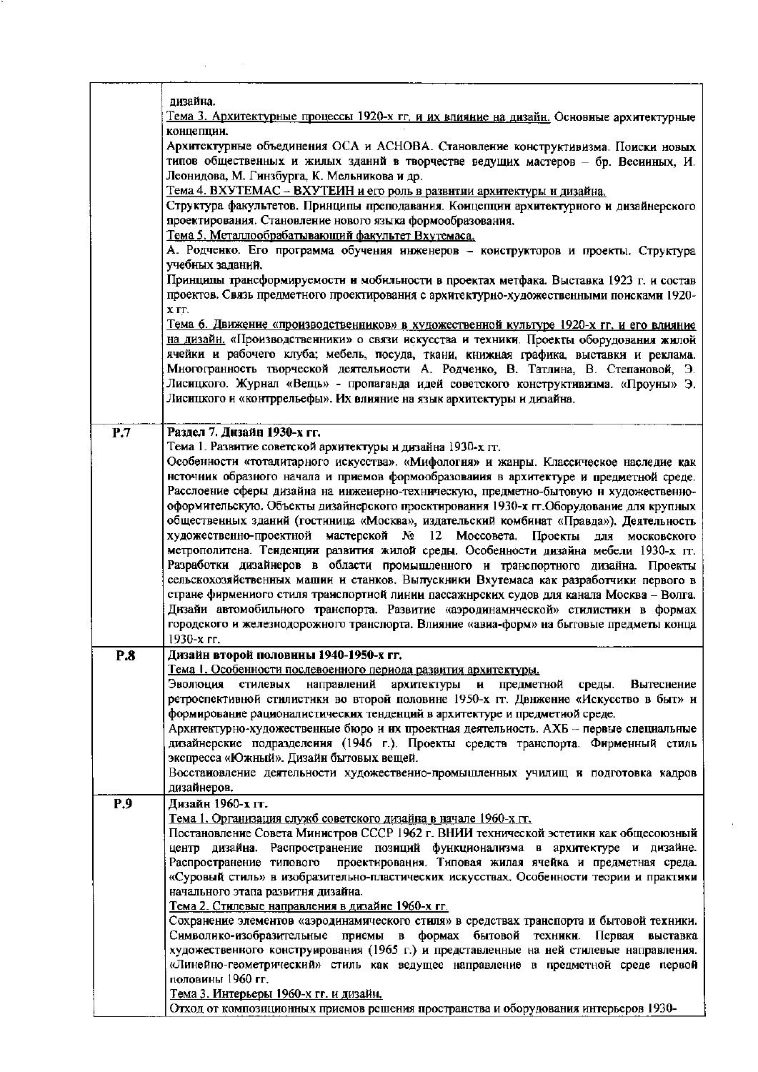| | |
|---|---|
| | дизайна.<br>Тема 3. Архитектурные процессы 1920-х гг. и их влияние на дизайн. Основные архитектурные концепции.<br>Архитектурные объединения ОСА и АСНОВА. Становление конструктивизма. Поиски новых типов общественных и жилых зданий в творчестве ведущих мастеров – бр. Весниных, И. Леонидова, М. Гинзбурга, К. Мельникова и др.<br>Тема 4. ВХУТЕМАС – ВХУТЕИН и его роль в развитии архитектуры и дизайна.<br>Структура факультетов. Принципы преподавания. Концепции архитектурного и дизайнерского проектирования. Становление нового языка формообразования.<br>Тема 5. Металлообрабатывающий факультет Вхутемаса.<br>А. Родченко. Его программа обучения инженеров – конструкторов и проекты. Структура учебных заданий.<br>Принципы трансформируемости и мобильности в проектах метфака. Выставка 1923 г. и состав проектов. Связь предметного проектирования с архитектурно-художественными поисками 1920-х гг.<br>Тема 6. Движение «производственников» в художественной культуре 1920-х гг. и его влияние на дизайн. «Производственники» о связи искусства и техники. Проекты оборудования жилой ячейки и рабочего клуба; мебель, посуда, ткани, книжная графика, выставки и реклама. Многогранность творческой деятельности А. Родченко, В. Татлина, В. Степановой, Э. Лисицкого. Журнал «Вещь» - пропаганда идей советского конструктивизма. «Проуны» Э. Лисицкого и «контррельефы». Их влияние на язык архитектуры и дизайна. |
| **Р.7** | **Раздел 7. Дизайн 1930-х гг.**<br>Тема 1. Развитие советской архитектуры и дизайна 1930-х гг.<br>Особенности «тоталитарного искусства». «Мифология» и жанры. Классическое наследие как источник образного начала и приемов формообразования в архитектуре и предметной среде. Расслоение сферы дизайна на инженерно-техническую, предметно-бытовую и художественно-оформительскую. Объекты дизайнерского проектирования 1930-х гг.Оборудование для крупных общественных зданий (гостиница «Москва», издательский комбинат «Правда»). Деятельность художественно-проектной мастерской № 12 Моссовета. Проекты для московского метрополитена. Тенденции развития жилой среды. Особенности дизайна мебели 1930-х гг. Разработки дизайнеров в области промышленного и транспортного дизайна. Проекты сельскохозяйственных машин и станков. Выпускники Вхутемаса как разработчики первого в стране фирменного стиля транспортной линии пассажирских судов для канала Москва – Волга. Дизайн автомобильного транспорта. Развитие «аэродинамической» стилистики в формах городского и железнодорожного транспорта. Влияние «авиа-форм» на бытовые предметы конца 1930-х гг. |
| **Р.8** | **Дизайн второй половины 1940-1950-х гг.**<br>Тема 1. Особенности послевоенного периода развития архитектуры.<br>Эволюция стилевых направлений архитектуры и предметной среды. Вытеснение ретроспективной стилистики во второй половине 1950-х гг. Движение «Искусство в быт» и формирование рационалистических тенденций в архитектуре и предметной среде.<br>Архитектурно-художественные бюро и их проектная деятельность. АХБ – первые специальные дизайнерские подразделения (1946 г.). Проекты средств транспорта. Фирменный стиль экспресса «Южный». Дизайн бытовых вещей.<br>Восстановление деятельности художественно-промышленных училищ и подготовка кадров дизайнеров. |
| **Р.9** | **Дизайн 1960-х гг.**<br>Тема 1. Организация служб советского дизайна в начале 1960-х гг.<br>Постановление Совета Министров СССР 1962 г. ВНИИ технической эстетики как общесоюзный центр дизайна. Распространение позиций функционализма в архитектуре и дизайне. Распространение типового проектирования. Типовая жилая ячейка и предметная среда. «Суровый стиль» в изобразительно-пластических искусствах. Особенности теории и практики начального этапа развития дизайна.<br>Тема 2. Стилевые направления в дизайне 1960-х гг.<br>Сохранение элементов «аэродинамического стиля» в средствах транспорта и бытовой техники. Символико-изобразительные приемы в формах бытовой техники. Первая выставка художественного конструирования (1965 г.) и представленные на ней стилевые направления. «Линейно-геометрический» стиль как ведущее направление в предметной среде первой половины 1960 гг.<br>Тема 3. Интерьеры 1960-х гг. и дизайн.<br>Отход от композиционных приемов решения пространства и оборудования интерьеров 1930- |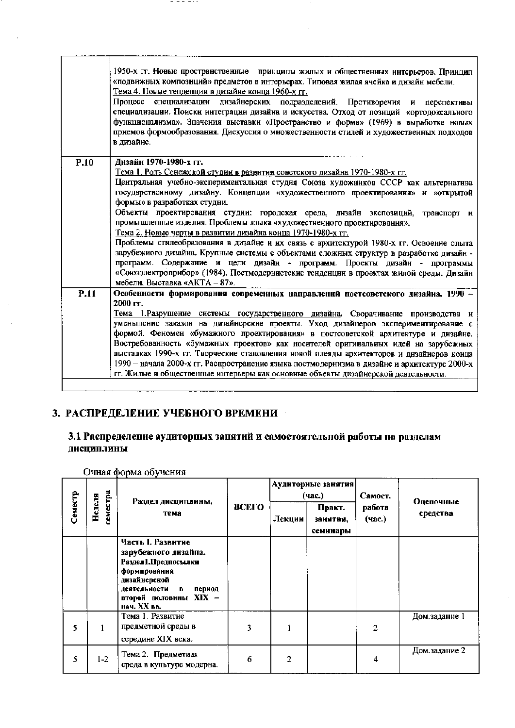| | |
|---|---|
| | 1950-х гг. Новые пространственные принципы жилых и общественных интерьеров. Принцип «подвижных композиций» предметов в интерьерах. Типовая жилая ячейка и дизайн мебели. Тема 4. Новые тенденции в дизайне конца 1960-х гг. Процесс специализации дизайнерских подразделений. Противоречия и перспективы специализации. Поиски интеграции дизайна и искусства. Отход от позиций «ортодоксального функционализма». Значения выставки «Пространство и форма» (1969) в выработке новых приемов формообразования. Дискуссия о множественности стилей и художественных подходов в дизайне. |
| **Р.10** | **Дизайн 1970-1980-х гг.** Тема 1. Роль Сенежской студии в развитии советского дизайна 1970-1980-х гг. Центральная учебно-экспериментальная студия Союза художников СССР как альтернатива государственному дизайну. Концепции «художественного проектирования» и «открытой формы» в разработках студии. Объекты проектирования студии: городская среда, дизайн экспозиций, транспорт и промышленные изделия. Проблемы языка «художественного проектирования». Тема 2. Новые черты в развитии дизайна конца 1970-1980-х гг. Проблемы стилеобразования в дизайне и их связь с архитектурой 1980-х гг. Освоение опыта зарубежного дизайна. Крупные системы с объектами сложных структур в разработке дизайн - программ. Содержание и цели дизайн - программ. Проекты дизайн - программы «Союзэлектроприбор» (1984). Постмодернистские тенденции в проектах жилой среды. Дизайн мебели. Выставка «АКТА – 87». |
| **Р.11** | **Особенности формирования современных направлений постсоветского дизайна. 1990 – 2000 гг.** Тема 1.Разрушение системы государственного дизайна. Сворачивание производства и уменьшение заказов на дизайнерские проекты. Уход дизайнеров экспериментирование с формой. Феномен «бумажного проектирования» в постсоветской архитектуре и дизайне. Востребованность «бумажных проектов» как носителей оригинальных идей на зарубежных выставках 1990-х гг. Творческие становления новой плеяды архитекторов и дизайнеров конца 1990 – начала 2000-х гг. Распространение языка постмодернизма в дизайне и архитектуре 2000-х гг. Жилые и общественные интерьеры как основные объекты дизайнерской деятельности. |
| | |

## 3. РАСПРЕДЕЛЕНИЕ УЧЕБНОГО ВРЕМЕНИ

### 3.1 Распределение аудиторных занятий и самостоятельной работы по разделам дисциплины

Очная форма обучения

| Семестр | Неделя семестра | Раздел дисциплины, тема | ВСЕГО | Аудиторные занятия (час.) | | Самост. работа (час.) | Оценочные средства |
|---|---|---|---|---|---|---|---|
| | | | | Лекции | Практ. занятия, семинары | | |
| | | **Часть I. Развитие зарубежного дизайна. Раздел1.Предпосылки формирования дизайнерской деятельности в период второй половины XIX – нач. XX вв.** | | | | | |
| 5 | 1 | Тема 1. Развитие предметной среды в середине XIX века. | 3 | 1 | | 2 | Дом.задание 1 |
| 5 | 1-2 | Тема 2. Предметная среда в культуре модерна. | 6 | 2 | | 4 | Дом.задание 2 |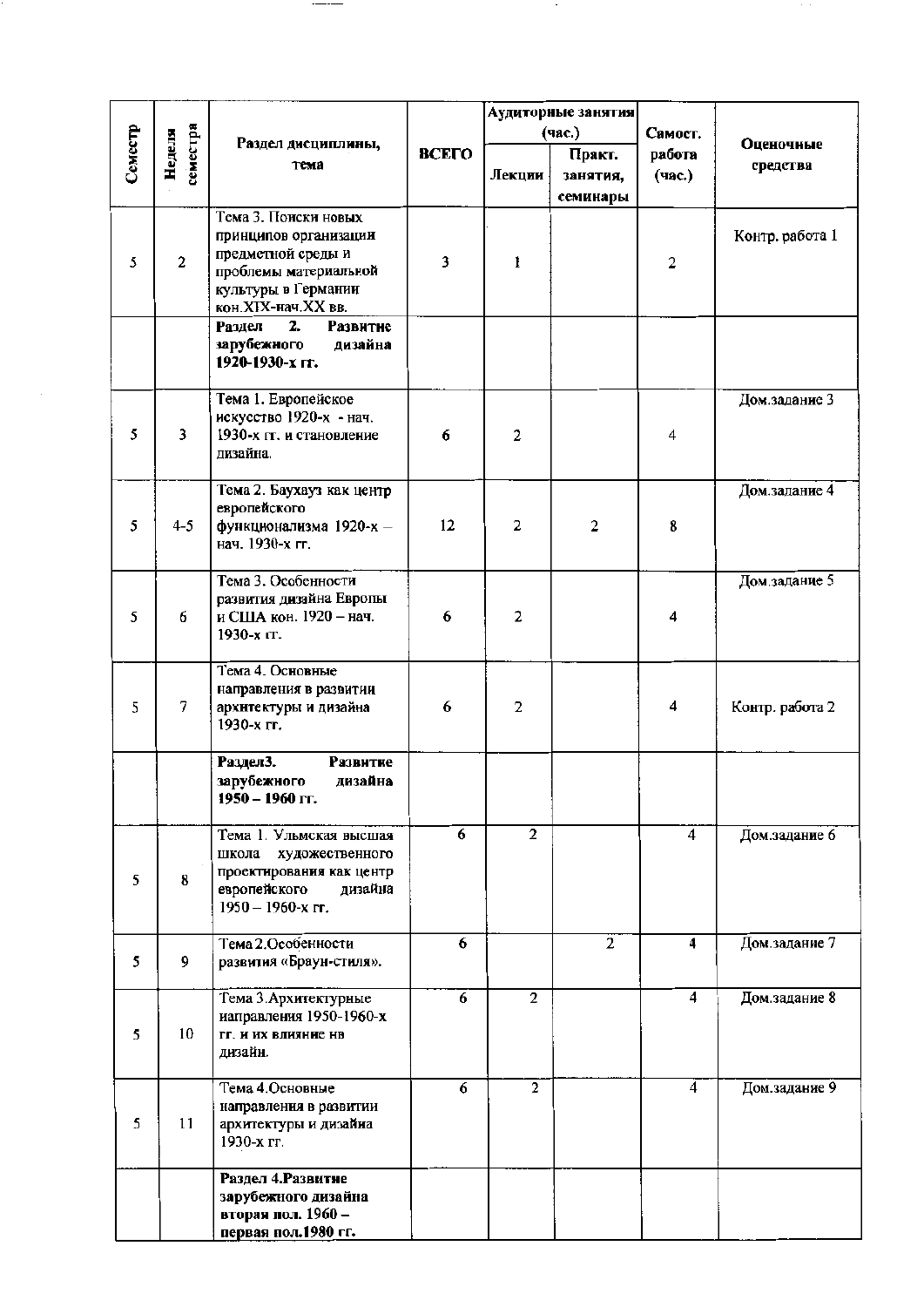| Семестр | Неделя семестра | Раздел дисциплины, тема | ВСЕГО | Аудиторные занятия (час.) | | Самост. работа (час.) | Оценочные средства |
|---|---|---|---|---|---|---|---|
| | | | | Лекции | Практ. занятия, семинары | | |
| 5 | 2 | Тема 3. Поиски новых принципов организации предметной среды и проблемы материальной культуры в Германии кон.XIX-нач.XX вв. | 3 | 1 | | 2 | Контр. работа 1 |
| | | **Раздел 2. Развитие зарубежного дизайна 1920-1930-х гг.** | | | | | |
| 5 | 3 | Тема 1. Европейское искусство 1920-х - нач. 1930-х гг. и становление дизайна. | 6 | 2 | | 4 | Дом.задание 3 |
| 5 | 4-5 | Тема 2. Баухауз как центр европейского функционализма 1920-х – нач. 1930-х гг. | 12 | 2 | 2 | 8 | Дом.задание 4 |
| 5 | 6 | Тема 3. Особенности развития дизайна Европы и США кон. 1920 – нач. 1930-х гг. | 6 | 2 | | 4 | Дом.задание 5 |
| 5 | 7 | Тема 4. Основные направления в развитии архитектуры и дизайна 1930-х гг. | 6 | 2 | | 4 | Контр. работа 2 |
| | | **Раздел3. Развитие зарубежного дизайна 1950 – 1960 гг.** | | | | | |
| 5 | 8 | Тема 1. Ульмская высшая школа художественного проектирования как центр европейского дизайна 1950 – 1960-х гг. | 6 | 2 | | 4 | Дом.задание 6 |
| 5 | 9 | Тема 2.Особенности развития «Браун-стиля». | 6 | | 2 | 4 | Дом.задание 7 |
| 5 | 10 | Тема 3.Архитектурные направления 1950-1960-х гг. и их влияние на дизайн. | 6 | 2 | | 4 | Дом.задание 8 |
| 5 | 11 | Тема 4.Основные направления в развитии архитектуры и дизайна 1930-х гг. | 6 | 2 | | 4 | Дом.задание 9 |
| | | **Раздел 4.Развитие зарубежного дизайна вторая пол. 1960 – первая пол.1980 гг.** | | | | | |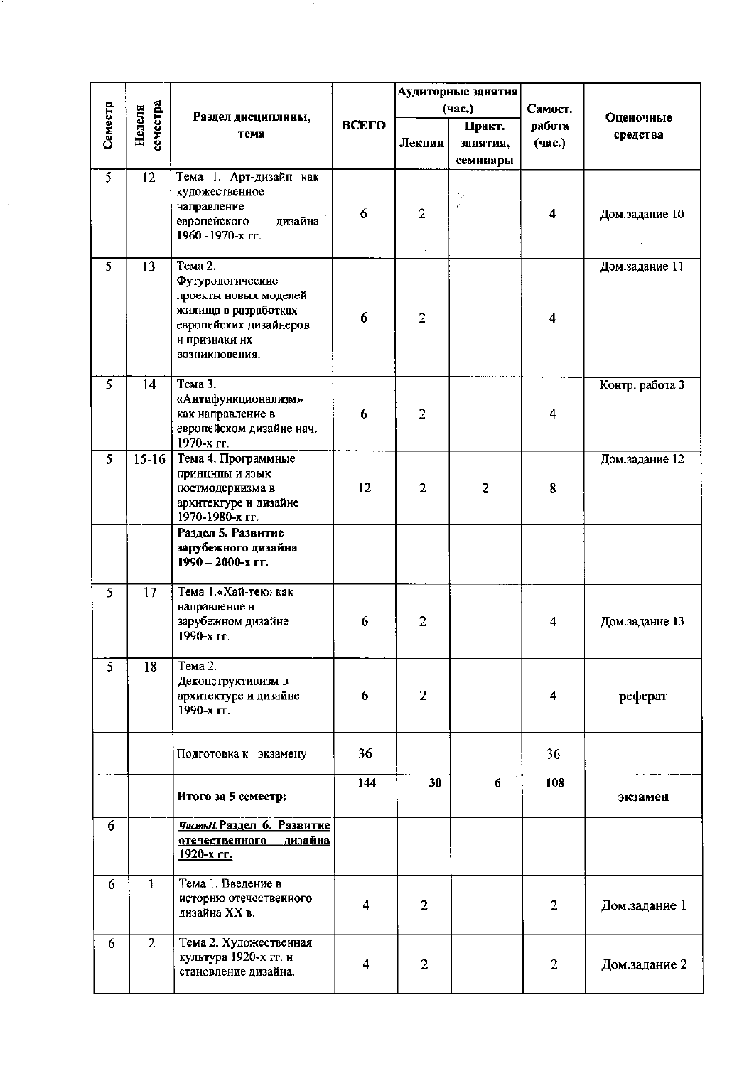| Семестр | Неделя семестра | Раздел дисциплины, тема | ВСЕГО | Аудиторные занятия (час.) | | Самост. работа (час.) | Оценочные средства |
|---|---|---|---|---|---|---|---|
| | | | | Лекции | Практ. занятия, семинары | | |
| 5 | 12 | Тема 1. Арт-дизайн как художественное направление европейского дизайна 1960 -1970-х гг. | 6 | 2 | | 4 | Дом.задание 10 |
| 5 | 13 | Тема 2. Футурологические проекты новых моделей жилища в разработках европейских дизайнеров и признаки их возникновения. | 6 | 2 | | 4 | Дом.задание 11 |
| 5 | 14 | Тема 3. «Антифункционализм» как направление в европейском дизайне нач. 1970-х гг. | 6 | 2 | | 4 | Контр. работа 3 |
| 5 | 15-16 | Тема 4. Программные принципы и язык постмодернизма в архитектуре и дизайне 1970-1980-х гг. | 12 | 2 | 2 | 8 | Дом.задание 12 |
| | | **Раздел 5. Развитие зарубежного дизайна 1990 – 2000-х гг.** | | | | | |
| 5 | 17 | Тема 1.«Хай-тек» как направление в зарубежном дизайне 1990-х гг. | 6 | 2 | | 4 | Дом.задание 13 |
| 5 | 18 | Тема 2. Деконструктивизм в архитектуре и дизайне 1990-х гг. | 6 | 2 | | 4 | реферат |
| | | Подготовка к экзамену | 36 | | | 36 | |
| | | **Итого за 5 семестр:** | **144** | **30** | **6** | **108** | **экзамен** |
| 6 | | ***ЧастьII.*Раздел 6. Развитие отечественного дизайна 1920-х гг.** | | | | | |
| 6 | 1 | Тема 1. Введение в историю отечественного дизайна XX в. | 4 | 2 | | 2 | Дом.задание 1 |
| 6 | 2 | Тема 2. Художественная культура 1920-х гг. и становление дизайна. | 4 | 2 | | 2 | Дом.задание 2 |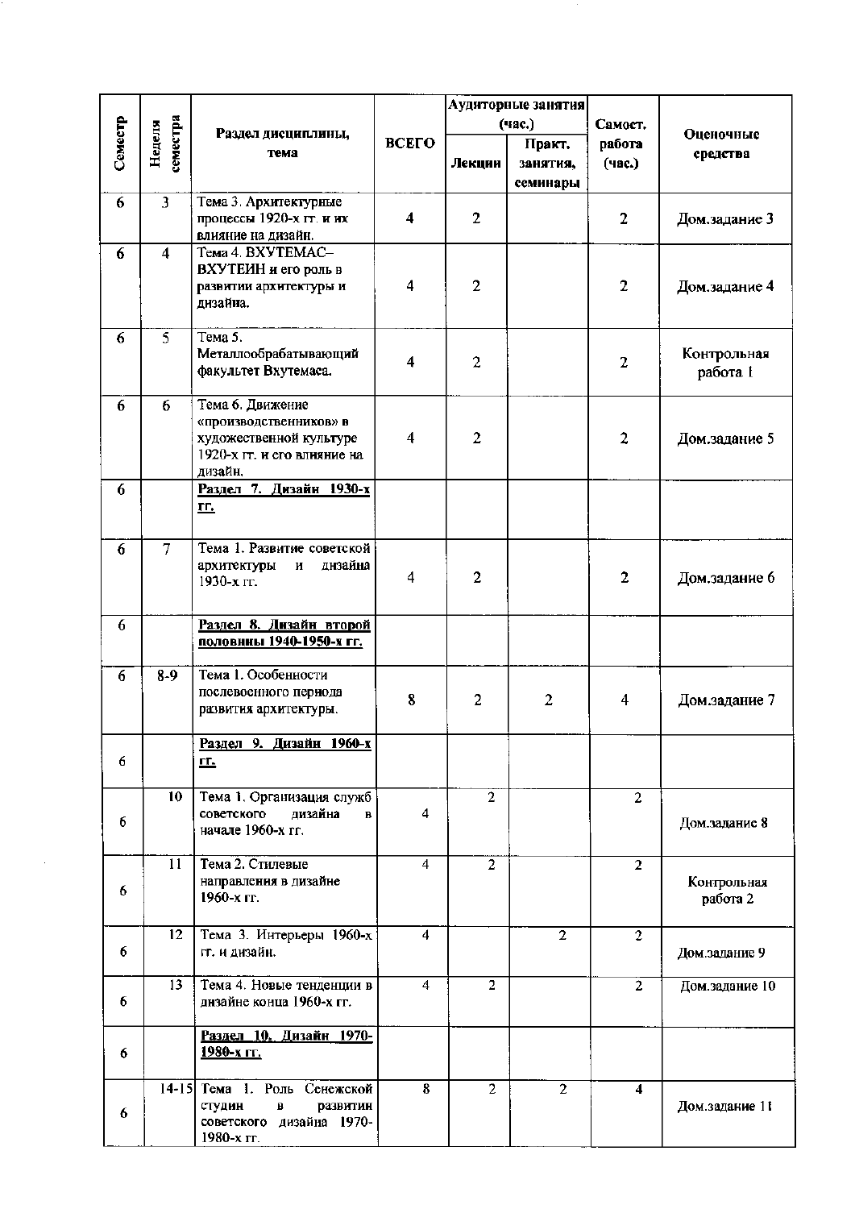| Семестр | Неделя семестра | Раздел дисциплины, тема | ВСЕГО | Аудиторные занятия (час.) | | Самост. работа (час.) | Оценочные средства |
|---|---|---|---|---|---|---|---|
| | | | | Лекции | Практ. занятия, семинары | | |
| 6 | 3 | Тема 3. Архитектурные процессы 1920-х гг. и их влияние на дизайн. | 4 | 2 | | 2 | Дом.задание 3 |
| 6 | 4 | Тема 4. ВХУТЕМАС–ВХУТЕИН и его роль в развитии архитектуры и дизайна. | 4 | 2 | | 2 | Дом.задание 4 |
| 6 | 5 | Тема 5. Металлообрабатывающий факультет Вхутемаса. | 4 | 2 | | 2 | Контрольная работа 1 |
| 6 | 6 | Тема 6. Движение «производственников» в художественной культуре 1920-х гг. и его влияние на дизайн. | 4 | 2 | | 2 | Дом.задание 5 |
| 6 | | **Раздел 7. Дизайн 1930-х гг.** | | | | | |
| 6 | 7 | Тема 1. Развитие советской архитектуры и дизайна 1930-х гг. | 4 | 2 | | 2 | Дом.задание 6 |
| 6 | | **Раздел 8. Дизайн второй половины 1940-1950-х гг.** | | | | | |
| 6 | 8-9 | Тема 1. Особенности послевоенного периода развития архитектуры. | 8 | 2 | 2 | 4 | Дом.задание 7 |
| 6 | | **Раздел 9. Дизайн 1960-х гг.** | | | | | |
| 6 | 10 | Тема 1. Организация служб советского дизайна в начале 1960-х гг. | 4 | 2 | | 2 | Дом.задание 8 |
| 6 | 11 | Тема 2. Стилевые направления в дизайне 1960-х гг. | 4 | 2 | | 2 | Контрольная работа 2 |
| 6 | 12 | Тема 3. Интерьеры 1960-х гг. и дизайн. | 4 | | 2 | 2 | Дом.задание 9 |
| 6 | 13 | Тема 4. Новые тенденции в дизайне конца 1960-х гг. | 4 | 2 | | 2 | Дом.задание 10 |
| 6 | | **Раздел 10. Дизайн 1970-1980-х гг.** | | | | | |
| 6 | 14-15 | Тема 1. Роль Сенежской студии в развитии советского дизайна 1970-1980-х гг. | 8 | 2 | 2 | 4 | Дом.задание 11 |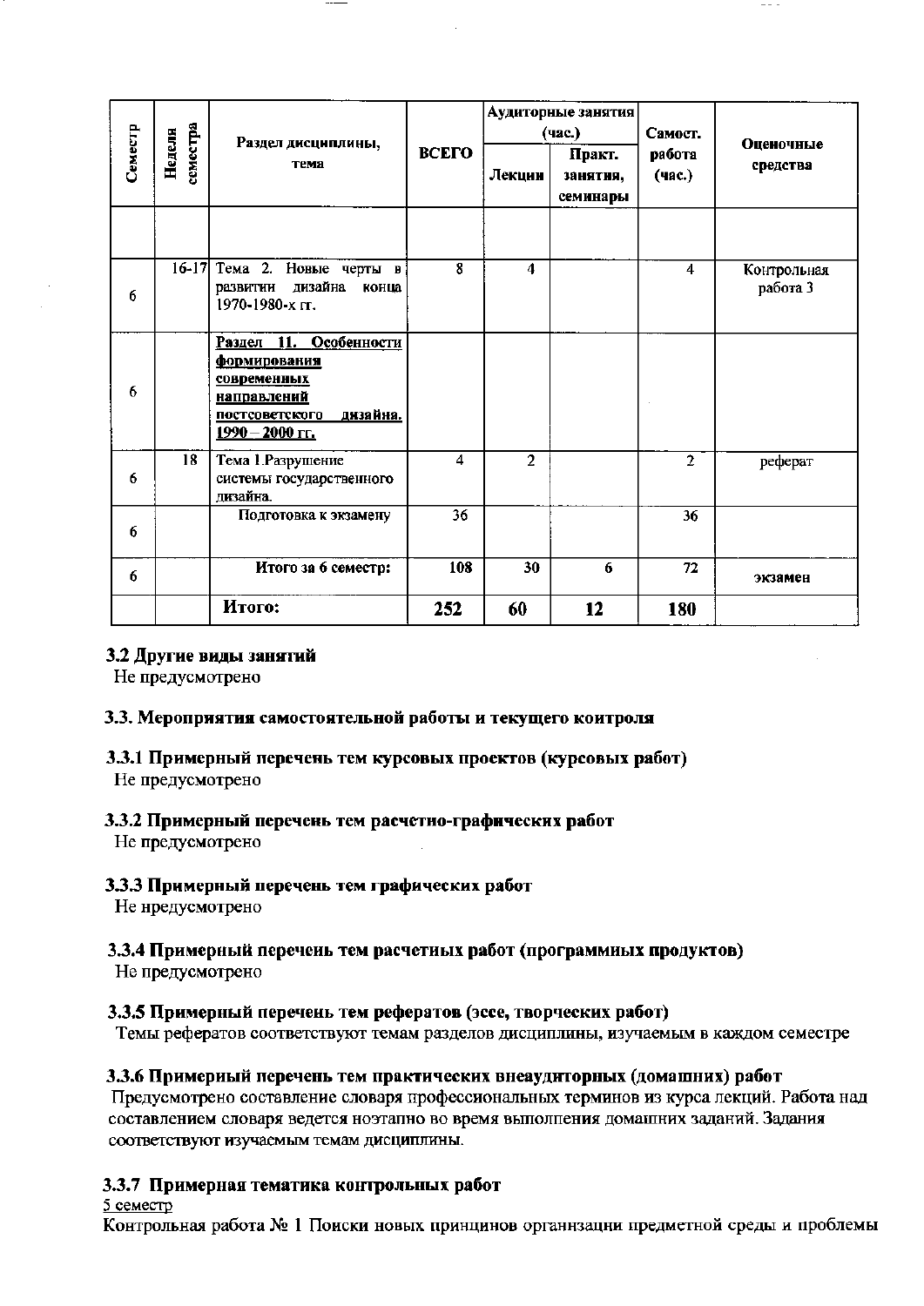| Семестр | Неделя семестра | Раздел дисциплины, тема | ВСЕГО | Аудиторные занятия (час.) | | Самост. работа (час.) | Оценочные средства |
|---|---|---|---|---|---|---|---|
| | | | | Лекции | Практ. занятия, семинары | | |
| | | | | | | | |
| 6 | 16-17 | Тема 2. Новые черты в развитии дизайна конца 1970-1980-х гг. | 8 | 4 | | 4 | Контрольная работа 3 |
| 6 | | **Раздел 11. Особенности формирования современных направлений постсоветского дизайна. 1990 – 2000 гг.** | | | | | |
| 6 | 18 | Тема 1.Разрушение системы государственного дизайна. | 4 | 2 | | 2 | реферат |
| 6 | | Подготовка к экзамену | 36 | | | 36 | |
| 6 | | **Итого за 6 семестр:** | **108** | **30** | **6** | **72** | **экзамен** |
| | | **Итого:** | **252** | **60** | **12** | **180** | |

### 3.2 Другие виды занятий

Не предусмотрено

### 3.3. Мероприятия самостоятельной работы и текущего контроля

#### 3.3.1 Примерный перечень тем курсовых проектов (курсовых работ)

Не предусмотрено

#### 3.3.2 Примерный перечень тем расчетно-графических работ

Не предусмотрено

#### 3.3.3 Примерный перечень тем графических работ

Не предусмотрено

#### 3.3.4 Примерный перечень тем расчетных работ (программных продуктов)

Не предусмотрено

#### 3.3.5 Примерный перечень тем рефератов (эссе, творческих работ)

Темы рефератов соответствуют темам разделов дисциплины, изучаемым в каждом семестре

#### 3.3.6 Примерный перечень тем практических внеаудиторных (домашних) работ

Предусмотрено составление словаря профессиональных терминов из курса лекций. Работа над составлением словаря ведется поэтапно во время выполнения домашних заданий. Задания соответствуют изучаемым темам дисциплины.

#### 3.3.7 Примерная тематика контрольных работ

5 семестр

Контрольная работа № 1 Поиски новых принципов организации предметной среды и проблемы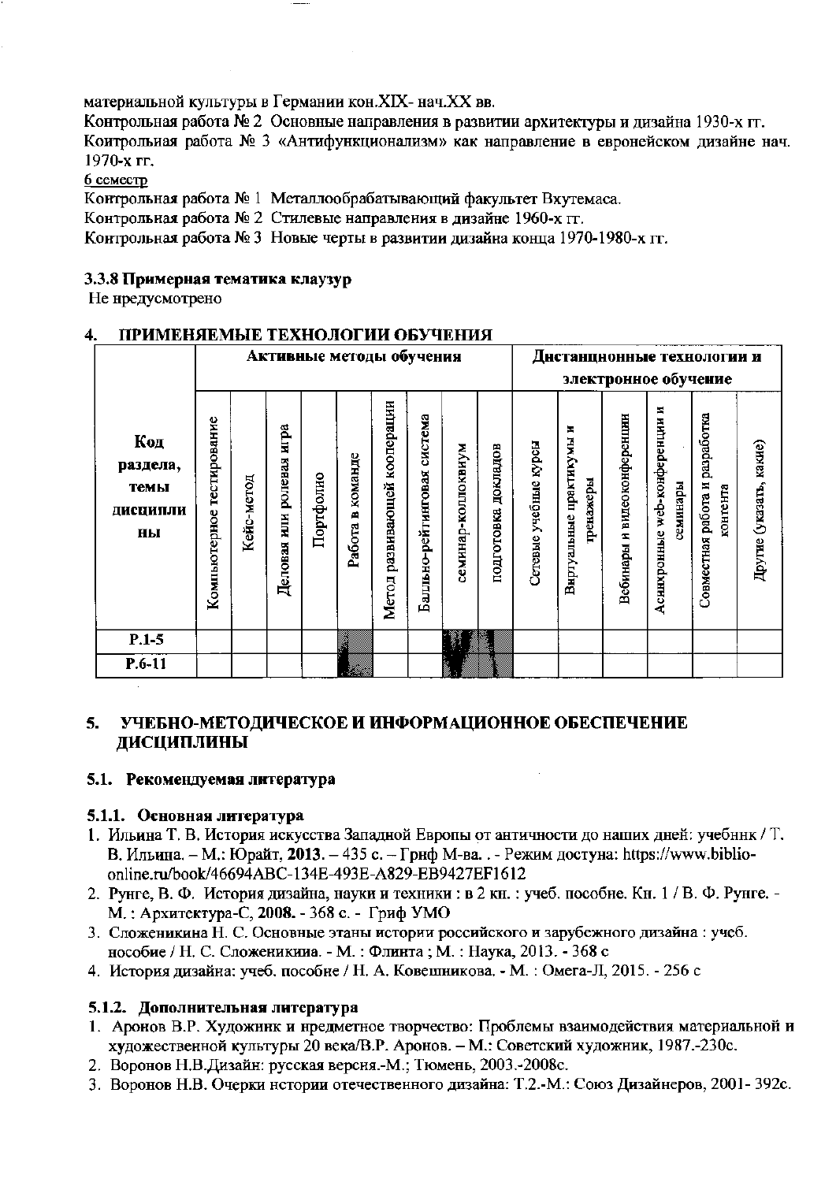материальной культуры в Германии кон.XIX- нач.XX вв.

Контрольная работа № 2 Основные направления в развитии архитектуры и дизайна 1930-х гг.

Контрольная работа № 3 «Антифункционализм» как направление в европейском дизайне нач. 1970-х гг.

6 семестр

Контрольная работа № 1 Металлообрабатывающий факультет Вхутемаса.

Контрольная работа № 2 Стилевые направления в дизайне 1960-х гг.

Контрольная работа № 3 Новые черты в развитии дизайна конца 1970-1980-х гг.

### 3.3.8 Примерная тематика клаузур

Не предусмотрено

## 4. ПРИМЕНЯЕМЫЕ ТЕХНОЛОГИИ ОБУЧЕНИЯ

| Код раздела, темы дисциплины | Активные методы обучения | | | | | | | | | Дистанционные технологии и электронное обучение | | | | | |
|---|---|---|---|---|---|---|---|---|---|---|---|---|---|---|---|
| | Компьютерное тестирование | Кейс-метод | Деловая или ролевая игра | Портфолио | Работа в команде | Метод развивающей кооперации | Балльно-рейтинговая система | семинар-коллоквиум | подготовка докладов | Сетевые учебные курсы | Виртуальные практикумы и тренажеры | Вебинары и видеоконференции | Асинхронные web-конференции и семинары | Совместная работа и разработка контента | Другие (указать, какие) |
| Р.1-5 | | | | | ■ | | | ■ | ■ | | | | | | |
| Р.6-11 | | | | | ■ | | | ■ | ■ | | | | | | |

## 5. УЧЕБНО-МЕТОДИЧЕСКОЕ И ИНФОРМАЦИОННОЕ ОБЕСПЕЧЕНИЕ ДИСЦИПЛИНЫ

### 5.1. Рекомендуемая литература

#### 5.1.1. Основная литература

1. Ильина Т. В. История искусства Западной Европы от античности до наших дней: учебник / Т. В. Ильина. – М.: Юрайт, **2013**. – 435 с. – Гриф М-ва. . - Режим доступа: https://www.biblio-online.ru/book/46694ABC-134E-493E-A829-EB9427EF1612
2. Рунге, В. Ф. История дизайна, науки и техники : в 2 кн. : учеб. пособие. Кн. 1 / В. Ф. Рунге. - М. : Архитектура-С, **2008**. - 368 с. - Гриф УМО
3. Сложеникина Н. С. Основные этапы истории российского и зарубежного дизайна : учеб. пособие / Н. С. Сложеникина. - М. : Флинта ; М. : Наука, 2013. - 368 с
4. История дизайна: учеб. пособие / Н. А. Ковешникова. - М. : Омега-Л, 2015. - 256 с

#### 5.1.2. Дополнительная литература

1. Аронов В.Р. Художник и предметное творчество: Проблемы взаимодействия материальной и художественной культуры 20 века/В.Р. Аронов. – М.: Советский художник, 1987.-230с.
2. Воронов Н.В.Дизайн: русская версия.-М.; Тюмень, 2003.-2008с.
3. Воронов Н.В. Очерки истории отечественного дизайна: Т.2.-М.: Союз Дизайнеров, 2001- 392с.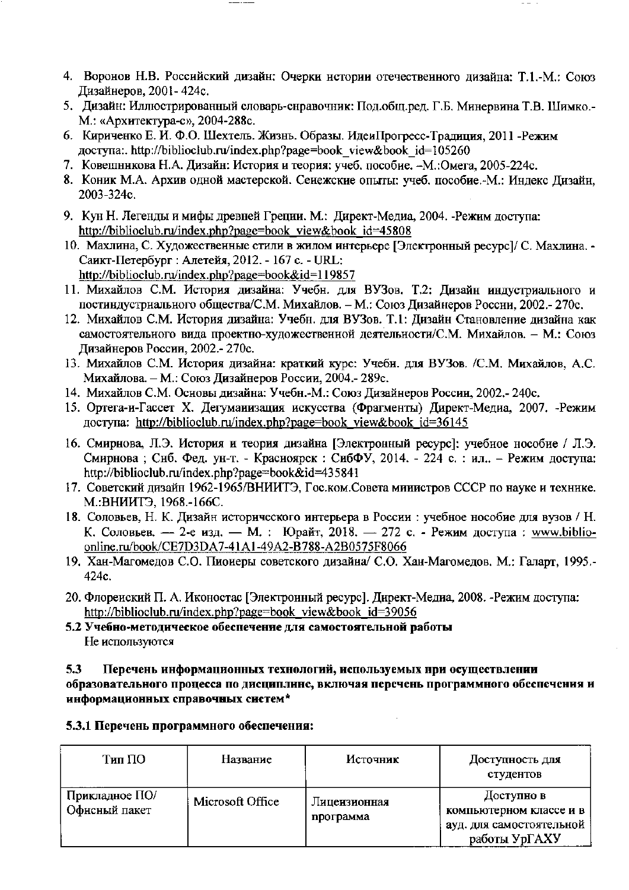4. Воронов Н.В. Российский дизайн: Очерки истории отечественного дизайна: Т.1.-М.: Союз Дизайнеров, 2001- 424с.
5. Дизайн: Иллюстрированный словарь-справочник: Под.общ.ред. Г.Б. Минервина Т.В. Шимко.- М.: «Архитектура-с», 2004-288с.
6. Кириченко Е. И. Ф.О. Шехтель. Жизнь. Образы. ИдеиПрогресс-Традиция, 2011 -Режим доступа:. http://biblioclub.ru/index.php?page=book_view&book_id=105260
7. Ковешникова Н.А. Дизайн: История и теория: учеб. пособие. –М.:Омега, 2005-224с.
8. Коник М.А. Архив одной мастерской. Сенежские опыты: учеб. пособие.-М.: Индекс Дизайн, 2003-324с.
9. Кун Н. Легенды и мифы древней Греции. М.: Директ-Медиа, 2004. -Режим доступа: http://biblioclub.ru/index.php?page=book_view&book_id=45808
10. Махлина, С. Художественные стили в жилом интерьере [Электронный ресурс]/ С. Махлина. - Санкт-Петербург : Алетейя, 2012. - 167 с. - URL: http://biblioclub.ru/index.php?page=book&id=119857
11. Михайлов С.М. История дизайна: Учебн. для ВУЗов. Т.2: Дизайн индустриального и постиндустрнального общества/С.М. Михайлов. – М.: Союз Дизайнеров России, 2002.- 270с.
12. Михайлов С.М. История дизайна: Учебн. для ВУЗов. Т.1: Дизайн Становление дизайна как самостоятельного вида проектно-художественной деятельности/С.М. Михайлов. – М.: Союз Дизайнеров России, 2002.- 270с.
13. Михайлов С.М. История дизайна: краткий курс: Учебн. для ВУЗов. /С.М. Михайлов, А.С. Михайлова. – М.: Союз Дизайнеров России, 2004.- 289с.
14. Михайлов С.М. Основы дизайна: Учебн.-М.: Союз Дизайнеров России, 2002.- 240с.
15. Ортега-и-Гассет Х. Дегуманизация искусства (Фрагменты) Директ-Медиа, 2007. -Режим доступа: http://biblioclub.ru/index.php?page=book_view&book_id=36145
16. Смирнова, Л.Э. История и теория дизайна [Электронный ресурс]: учебное пособие / Л.Э. Смирнова ; Сиб. Фед. ун-т. - Красноярск : СибФУ, 2014. - 224 с. : ил.. – Режим доступа: http://biblioclub.ru/index.php?page=book&id=435841
17. Советский дизайн 1962-1965/ВНИИТЭ, Гос.ком.Совета министров СССР по науке и технике. М.:ВНИИТЭ, 1968.-166С.
18. Соловьев, Н. К. Дизайн исторического интерьера в России : учебное пособие для вузов / Н. К. Соловьев. — 2-е изд. — М. : Юрайт, 2018. — 272 с. - Режим доступа : www.biblio-online.ru/book/CE7D3DA7-41A1-49A2-B788-A2B0575F8066
19. Хан-Магомедов С.О. Пионеры советского дизайна/ С.О. Хан-Магомедов. М.: Галарт, 1995.-424с.
20. Флоренский П. А. Иконостас [Электронный ресурс]. Директ-Медиа, 2008. -Режим доступа: http://biblioclub.ru/index.php?page=book_view&book_id=39056

**5.2 Учебно-методическое обеспечение для самостоятельной работы**

Не используются

**5.3 Перечень информационных технологий, используемых при осуществлении образовательного процесса по дисциплине, включая перечень программного обеспечения и информационных справочных систем***

**5.3.1 Перечень программного обеспечения:**

| Тип ПО | Название | Источник | Доступность для студентов |
|---|---|---|---|
| Прикладное ПО/ Офисный пакет | Microsoft Office | Лицензионная программа | Доступно в компьютерном классе и в ауд. для самостоятельной работы УрГАХУ |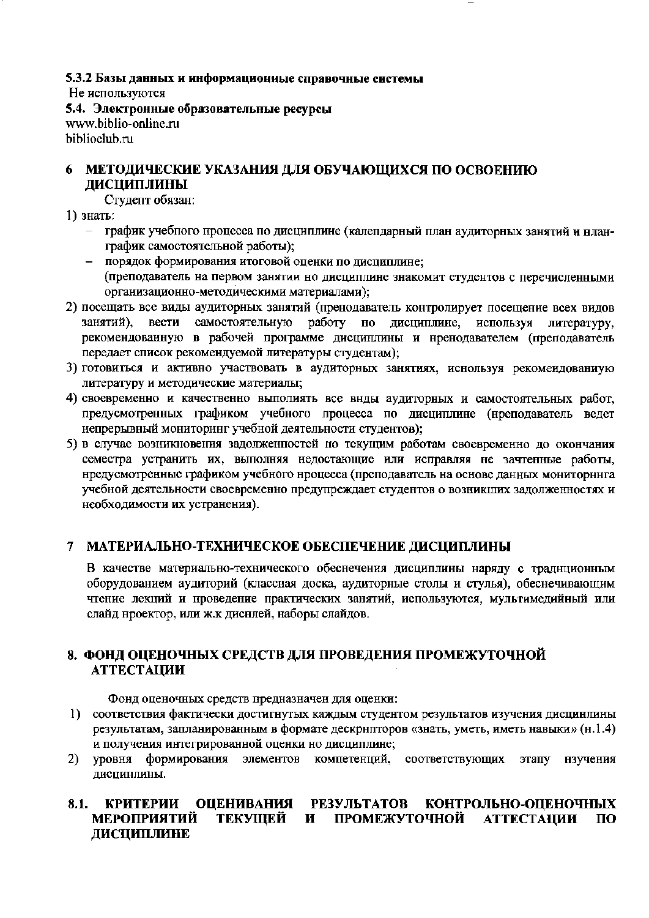**5.3.2 Базы данных и информационные справочные системы**

Не используются

**5.4. Электронные образовательные ресурсы**

www.biblio-online.ru

biblioclub.ru

## 6 МЕТОДИЧЕСКИЕ УКАЗАНИЯ ДЛЯ ОБУЧАЮЩИХСЯ ПО ОСВОЕНИЮ ДИСЦИПЛИНЫ

Студент обязан:

1) знать:
   - график учебного процесса по дисциплине (календарный план аудиторных занятий и план-график самостоятельной работы);
   - порядок формирования итоговой оценки по дисциплине;
   
   (преподаватель на первом занятии по дисциплине знакомит студентов с перечисленными организационно-методическими материалами);
2) посещать все виды аудиторных занятий (преподаватель контролирует посещение всех видов занятий), вести самостоятельную работу по дисциплине, используя литературу, рекомендованную в рабочей программе дисциплины и преподавателем (преподаватель передает список рекомендуемой литературы студентам);
3) готовиться и активно участвовать в аудиторных занятиях, используя рекомендованную литературу и методические материалы;
4) своевременно и качественно выполнять все виды аудиторных и самостоятельных работ, предусмотренных графиком учебного процесса по дисциплине (преподаватель ведет непрерывный мониторинг учебной деятельности студентов);
5) в случае возникновения задолженностей по текущим работам своевременно до окончания семестра устранить их, выполняя недостающие или исправляя не зачтенные работы, предусмотренные графиком учебного процесса (преподаватель на основе данных мониторинга учебной деятельности своевременно предупреждает студентов о возникших задолженностях и необходимости их устранения).

## 7 МАТЕРИАЛЬНО-ТЕХНИЧЕСКОЕ ОБЕСПЕЧЕНИЕ ДИСЦИПЛИНЫ

В качестве материально-технического обеспечения дисциплины наряду с традиционным оборудованием аудиторий (классная доска, аудиторные столы и стулья), обеспечивающим чтение лекций и проведение практических занятий, используются, мультимедийный или слайд проектор, или ж.к дисплей, наборы слайдов.

## 8. ФОНД ОЦЕНОЧНЫХ СРЕДСТВ ДЛЯ ПРОВЕДЕНИЯ ПРОМЕЖУТОЧНОЙ АТТЕСТАЦИИ

Фонд оценочных средств предназначен для оценки:

1) соответствия фактически достигнутых каждым студентом результатов изучения дисциплины результатам, запланированным в формате дескрипторов «знать, уметь, иметь навыки» (п.1.4) и получения интегрированной оценки по дисциплине;
2) уровня формирования элементов компетенций, соответствующих этапу изучения дисциплины.

### 8.1. КРИТЕРИИ ОЦЕНИВАНИЯ РЕЗУЛЬТАТОВ КОНТРОЛЬНО-ОЦЕНОЧНЫХ МЕРОПРИЯТИЙ ТЕКУЩЕЙ И ПРОМЕЖУТОЧНОЙ АТТЕСТАЦИИ ПО ДИСЦИПЛИНЕ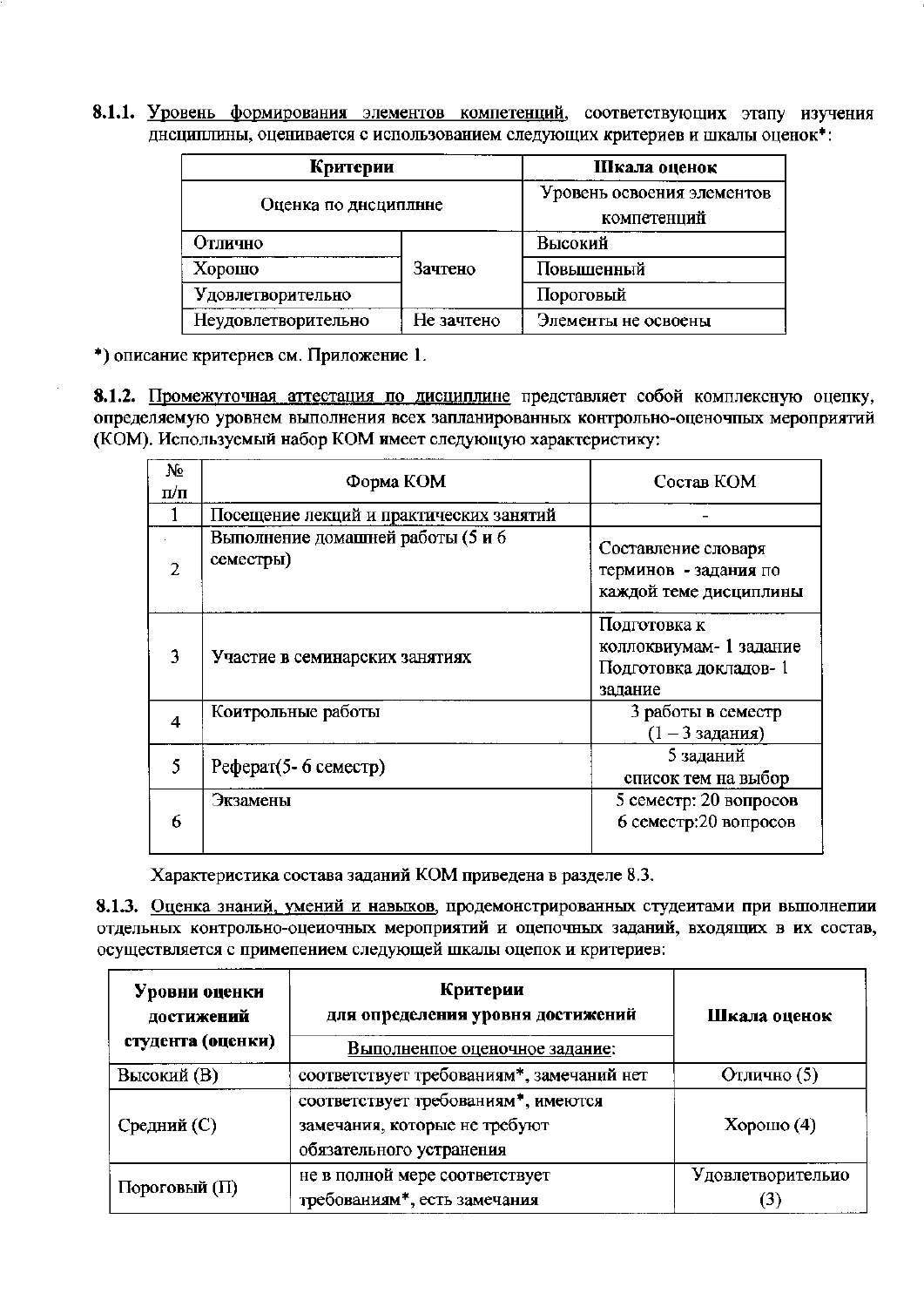**8.1.1.** Уровень формирования элементов компетенций, соответствующих этапу изучения дисциплины, оценивается с использованием следующих критериев и шкалы оценок*:

| Критерии | | Шкала оценок |
|---|---|---|
| Оценка по дисциплине | | Уровень освоения элементов компетенций |
| Отлично | Зачтено | Высокий |
| Хорошо | | Повышенный |
| Удовлетворительно | | Пороговый |
| Неудовлетворительно | Не зачтено | Элементы не освоены |

*) описание критериев см. Приложение 1.

**8.1.2.** Промежуточная аттестация по дисциплине представляет собой комплексную оценку, определяемую уровнем выполнения всех запланированных контрольно-оценочных мероприятий (КОМ). Используемый набор КОМ имеет следующую характеристику:

| № п/п | Форма КОМ | Состав КОМ |
|---|---|---|
| 1 | Посещение лекций и практических занятий | - |
| 2 | Выполнение домашней работы (5 и 6 семестры) | Составление словаря терминов - задания по каждой теме дисциплины |
| 3 | Участие в семинарских занятиях | Подготовка к коллоквиумам- 1 задание Подготовка докладов- 1 задание |
| 4 | Контрольные работы | 3 работы в семестр (1 – 3 задания) |
| 5 | Реферат(5- 6 семестр) | 5 заданий список тем на выбор |
| 6 | Экзамены | 5 семестр: 20 вопросов 6 семестр:20 вопросов |

Характеристика состава заданий КОМ приведена в разделе 8.3.

**8.1.3.** Оценка знаний, умений и навыков, продемонстрированных студентами при выполнении отдельных контрольно-оценочных мероприятий и оценочных заданий, входящих в их состав, осуществляется с применением следующей шкалы оценок и критериев:

| Уровни оценки достижений студента (оценки) | Критерии для определения уровня достижений | Шкала оценок |
|---|---|---|
| | Выполненное оценочное задание: | |
| Высокий (В) | соответствует требованиям*, замечаний нет | Отлично (5) |
| Средний (С) | соответствует требованиям*, имеются замечания, которые не требуют обязательного устранения | Хорошо (4) |
| Пороговый (П) | не в полной мере соответствует требованиям*, есть замечания | Удовлетворительно (3) |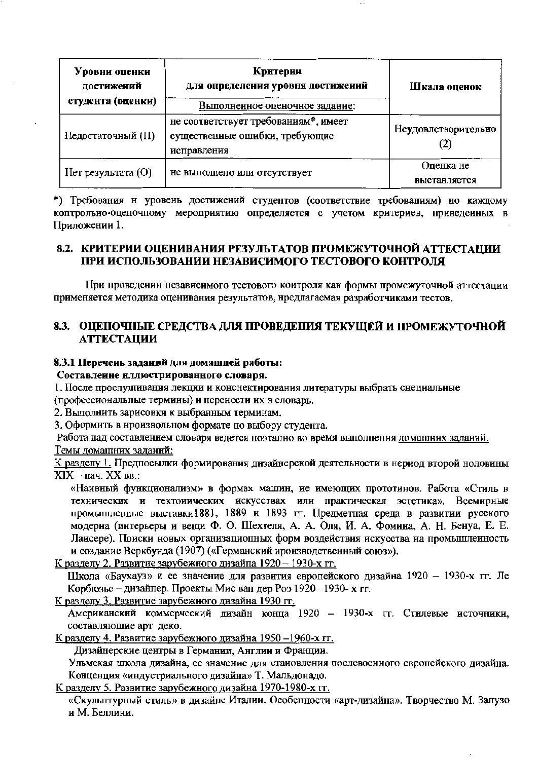| Уровни оценки достижений студента (оценки) | Критерии для определения уровня достижений | Шкала оценок |
|---|---|---|
| | Выполненное оценочное задание: | |
| Недостаточный (Н) | не соответствует требованиям*, имеет существенные ошибки, требующие исправления | Неудовлетворительно (2) |
| Нет результата (О) | не выполнено или отсутствует | Оценка не выставляется |

*) Требования и уровень достижений студентов (соответствие требованиям) по каждому контрольно-оценочному мероприятию определяется с учетом критериев, приведенных в Приложении 1.

## 8.2. КРИТЕРИИ ОЦЕНИВАНИЯ РЕЗУЛЬТАТОВ ПРОМЕЖУТОЧНОЙ АТТЕСТАЦИИ ПРИ ИСПОЛЬЗОВАНИИ НЕЗАВИСИМОГО ТЕСТОВОГО КОНТРОЛЯ

При проведении независимого тестового контроля как формы промежуточной аттестации применяется методика оценивания результатов, предлагаемая разработчиками тестов.

## 8.3. ОЦЕНОЧНЫЕ СРЕДСТВА ДЛЯ ПРОВЕДЕНИЯ ТЕКУЩЕЙ И ПРОМЕЖУТОЧНОЙ АТТЕСТАЦИИ

**8.3.1 Перечень заданий для домашней работы:**

**Составление иллюстрированного словаря.**

1. После прослушивания лекции и конспектирования литературы выбрать специальные (профессиональные термины) и перенести их в словарь.
2. Выполнить зарисовки к выбранным терминам.
3. Оформить в произвольном формате по выбору студента.

Работа над составлением словаря ведется поэтапно во время выполнения домашних заданий.

Темы домашних заданий:

К разделу 1. Предпосылки формирования дизайнерской деятельности в период второй половины XIX – нач. XX вв.:

«Наивный функционализм» в формах машин, не имеющих прототипов. Работа «Стиль в технических и тектонических искусствах или практическая эстетика». Всемирные промышленные выставки1881, 1889 и 1893 гг. Предметная среда в развитии русского модерна (интерьеры и вещи Ф. О. Шехтеля, А. А. Оля, И. А. Фомина, А. Н. Бенуа, Е. Е. Лансере). Поиски новых организационных форм воздействия искусства на промышленность и создание Веркбунда (1907) («Германский производственный союз»).

К разделу 2. Развитие зарубежного дизайна 1920 – 1930-х гг.

Школа «Баухауз» и ее значение для развития европейского дизайна 1920 – 1930-х гг. Ле Корбюзье – дизайнер. Проекты Мис ван дер Роэ 1920 –1930- х гг.

К разделу 3. Развитие зарубежного дизайна 1930 гг.

Американский коммерческий дизайн конца 1920 – 1930-х гг. Стилевые источники, составляющие арт деко.

К разделу 4. Развитие зарубежного дизайна 1950 –1960-х гг.

Дизайнерские центры в Германии, Англии и Франции.

Ульмская школа дизайна, ее значение для становления послевоенного европейского дизайна. Концепция «индустриального дизайна» Т. Мальдонадо.

К разделу 5. Развитие зарубежного дизайна 1970-1980-х гг.

«Скульптурный стиль» в дизайне Италии. Особенности «арт-дизайна». Творчество М. Занузо и М. Беллини.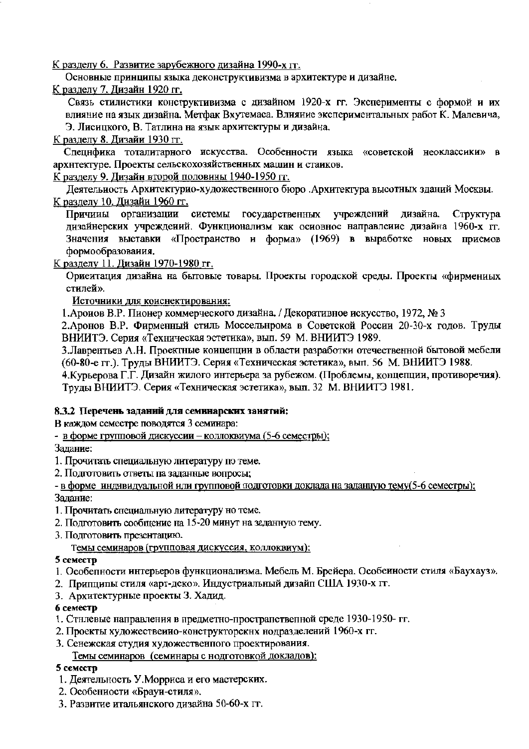К разделу 6. Развитие зарубежного дизайна 1990-х гг.

Основные принципы языка деконструктивизма в архитектуре и дизайне.

К разделу 7. Дизайн 1920 гг.

Связь стилистики конструктивизма с дизайном 1920-х гг. Эксперименты с формой и их влияние на язык дизайна. Метфак Вхутемаса. Влияние экспериментальных работ К. Малевича, Э. Лисицкого, В. Татлина на язык архитектуры и дизайна.

К разделу 8. Дизайн 1930 гг.

Специфика тоталитарного искусства. Особенности языка «советской неоклассики» в архитектуре. Проекты сельскохозяйственных машин и станков.

К разделу 9. Дизайн второй половины 1940-1950 гг.

Деятельность Архитектурно-художественного бюро .Архитектура высотных зданий Москвы.

К разделу 10. Дизайн 1960 гг.

Причины организации системы государственных учреждений дизайна. Структура дизайнерских учреждений. Функционализм как основное направление дизайна 1960-х гг. Значения выставки «Пространство и форма» (1969) в выработке новых приемов формообразования.

К разделу 11. Дизайн 1970-1980 гг.

Ориентация дизайна на бытовые товары. Проекты городской среды. Проекты «фирменных стилей».

Источники для конспектирования:

1.Аронов В.Р. Пионер коммерческого дизайна. / Декоративное искусство, 1972, № 3

2.Аронов В.Р. Фирменный стиль Моссельпрома в Советской России 20-30-х годов. Труды ВНИИТЭ. Серия «Техническая эстетика», вып. 59 М. ВНИИТЭ 1989.

3.Лаврентьев А.Н. Проектные концепции в области разработки отечественной бытовой мебели (60-80-е гг.). Труды ВНИИТЭ. Серия «Техническая эстетика», вып. 56 М. ВНИИТЭ 1988.

4.Курьерова Г.Г. Дизайн жилого интерьера за рубежом. (Проблемы, концепции, противоречия). Труды ВНИИТЭ. Серия «Техническая эстетика», вып. 32 М. ВНИИТЭ 1981.

**8.3.2 Перечень заданий для семинарских занятий:**

**В каждом семестре поводятся 3 семинара:**

- в форме групповой дискуссии – коллоквиума (5-6 семестры);

Задание:

1. Прочитать специальную литературу по теме.
2. Подготовить ответы на заданные вопросы;

- в форме индивидуальной или групповой подготовки доклада на заданную тему(5-6 семестры);

Задание:

1. Прочитать специальную литературу по теме.
2. Подготовить сообщение на 15-20 минут на заданную тему.
3. Подготовить презентацию.

Темы семинаров (групповая дискуссия, коллоквиум):

**5 семестр**

1. Особенности интерьеров функционализма. Мебель М. Брейера. Особенности стиля «Баухауз».
2. Принципы стиля «арт-деко». Индустриальный дизайн США 1930-х гг.
3. Архитектурные проекты З. Хадид.

**6 семестр**

1. Стилевые направления в предметно-пространственной среде 1930-1950- гг.
2. Проекты художественно-конструкторских подразделений 1960-х гг.
3. Сенежская студия художественного проектирования.

Темы семинаров (семинары с подготовкой докладов):

**5 семестр**

1. Деятельность У.Морриса и его мастерских.
2. Особенности «Браун-стиля».
3. Развитие итальянского дизайна 50-60-х гг.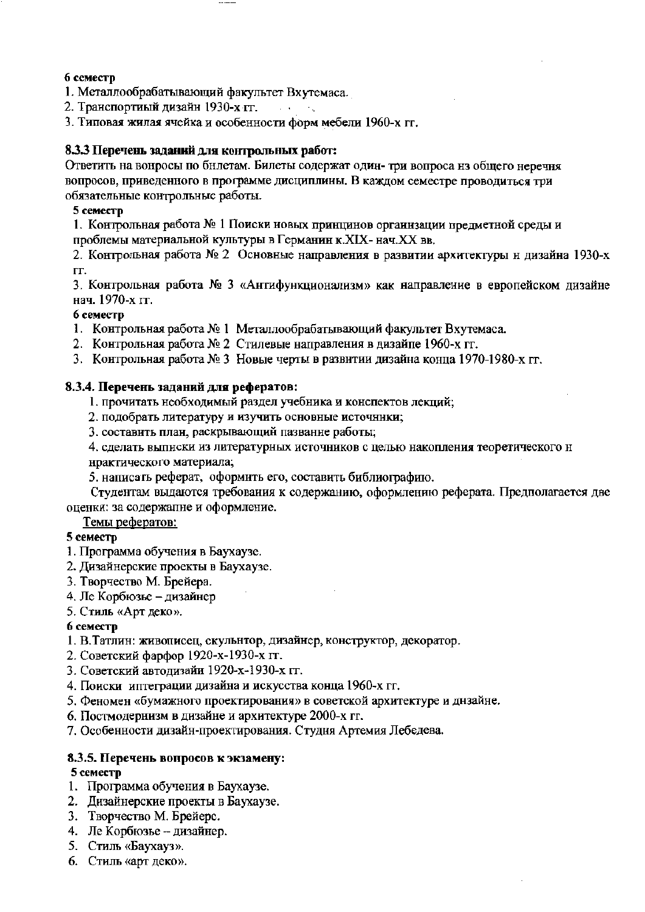**6 семестр**

1. Металлообрабатывающий факультет Вхутемаса.
2. Транспортный дизайн 1930-х гг.
3. Типовая жилая ячейка и особенности форм мебели 1960-х гг.

### 8.3.3 Перечень заданий для контрольных работ:

Ответить на вопросы по билетам. Билеты содержат один- три вопроса из общего перечня вопросов, приведенного в программе дисциплины. В каждом семестре проводиться три обязательные контрольные работы.

**5 семестр**

1. Контрольная работа № 1 Поиски новых принципов организации предметной среды и проблемы материальной культуры в Германии к.XIX- нач.XX вв.
2. Контрольная работа № 2 Основные направления в развитии архитектуры и дизайна 1930-х гг.
3. Контрольная работа № 3 «Антифункционализм» как направление в европейском дизайне нач. 1970-х гг.

**6 семестр**

1. Контрольная работа № 1 Металлообрабатывающий факультет Вхутемаса.
2. Контрольная работа № 2 Стилевые направления в дизайне 1960-х гг.
3. Контрольная работа № 3 Новые черты в развитии дизайна конца 1970-1980-х гг.

### 8.3.4. Перечень заданий для рефератов:

1. прочитать необходимый раздел учебника и конспектов лекций;
2. подобрать литературу и изучить основные источники;
3. составить план, раскрывающий название работы;
4. сделать выписки из литературных источников с целью накопления теоретического и практического материала;
5. написать реферат, оформить его, составить библиографию.

Студентам выдаются требования к содержанию, оформлению реферата. Предполагается две оценки: за содержание и оформление.

Темы рефератов:

**5 семестр**

1. Программа обучения в Баухаузе.
2. Дизайнерские проекты в Баухаузе.
3. Творчество М. Брейера.
4. Ле Корбюзье – дизайнер
5. Стиль «Арт деко».

**6 семестр**

1. В.Татлин: живописец, скульптор, дизайнер, конструктор, декоратор.
2. Советский фарфор 1920-х-1930-х гг.
3. Советский автодизайн 1920-х-1930-х гг.
4. Поиски интеграции дизайна и искусства конца 1960-х гг.
5. Феномен «бумажного проектирования» в советской архитектуре и дизайне.
6. Постмодернизм в дизайне и архитектуре 2000-х гг.
7. Особенности дизайн-проектирования. Студия Артемия Лебедева.

### 8.3.5. Перечень вопросов к экзамену:

**5 семестр**

1. Программа обучения в Баухаузе.
2. Дизайнерские проекты в Баухаузе.
3. Творчество М. Брейерс.
4. Ле Корбюзье – дизайнер.
5. Стиль «Баухауз».
6. Стиль «арт деко».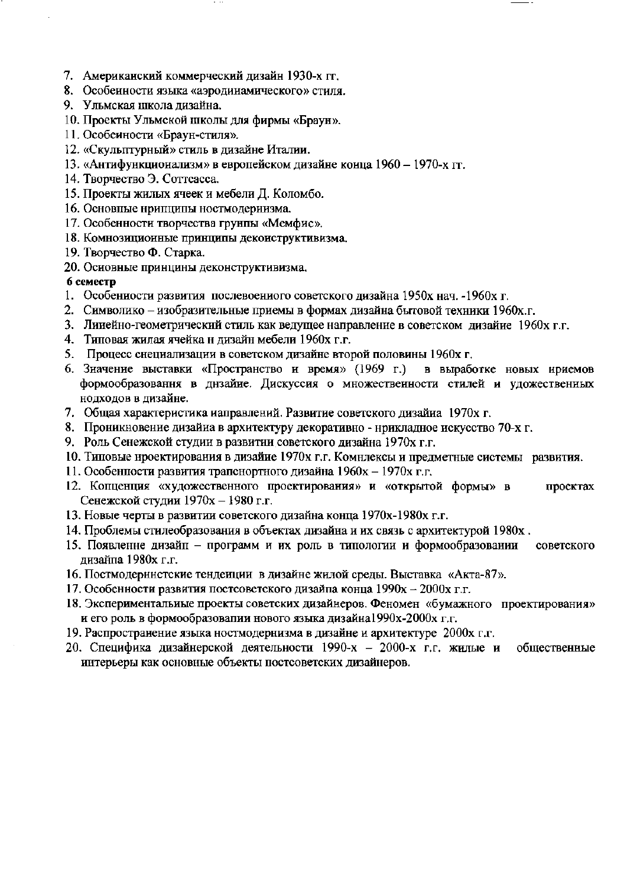7. Американский коммерческий дизайн 1930-х гг.
8. Особенности языка «аэродинамического» стиля.
9. Ульмская школа дизайна.
10. Проекты Ульмской школы для фирмы «Браун».
11. Особенности «Браун-стиля».
12. «Скульптурный» стиль в дизайне Италии.
13. «Антифункционализм» в европейском дизайне конца 1960 – 1970-х гг.
14. Творчество Э. Соттсасса.
15. Проекты жилых ячеек и мебели Д. Коломбо.
16. Основные принципы постмодернизма.
17. Особенности творчества группы «Мемфис».
18. Композиционные принципы деконструктивизма.
19. Творчество Ф. Старка.
20. Основные принципы деконструктивизма.

**6 семестр**

1. Особенности развития послевоенного советского дизайна 1950х нач. -1960х г.
2. Символико – изобразительные приемы в формах дизайна бытовой техники 1960х.г.
3. Линейно-геометрический стиль как ведущее направление в советском дизайне 1960х г.г.
4. Типовая жилая ячейка и дизайн мебели 1960х г.г.
5. Процесс специализации в советском дизайне второй половины 1960х г.
6. Значение выставки «Пространство и время» (1969 г.) в выработке новых приемов формообразования в дизайне. Дискуссия о множественности стилей и удожественных подходов в дизайне.
7. Общая характеристика направлений. Развитие советского дизайна 1970х г.
8. Проникновение дизайна в архитектуру декоративно - прикладное искусство 70-х г.
9. Роль Сенежской студии в развитии советского дизайна 1970х г.г.
10. Типовые проектирования в дизайне 1970х г.г. Комплексы и предметные системы развития.
11. Особенности развития транспортного дизайна 1960х – 1970х г.г.
12. Концепция «художественного проектирования» и «открытой формы» в проектах Сенежской студии 1970х – 1980 г.г.
13. Новые черты в развитии советского дизайна конца 1970х-1980х г.г.
14. Проблемы стилеобразования в объектах дизайна и их связь с архитектурой 1980х .
15. Появление дизайн – программ и их роль в типологии и формообразовании советского дизайна 1980х г.г.
16. Постмодернистские тенденции в дизайне жилой среды. Выставка «Акта-87».
17. Особенности развития постсоветского дизайна конца 1990х – 2000х г.г.
18. Экспериментальные проекты советских дизайнеров. Феномен «бумажного проектирования» и его роль в формообразовании нового языка дизайна1990х-2000х г.г.
19. Распространение языка постмодернизма в дизайне и архитектуре 2000х г.г.
20. Специфика дизайнерской деятельности 1990-х – 2000-х г.г. жилые и общественные интерьеры как основные объекты постсоветских дизайнеров.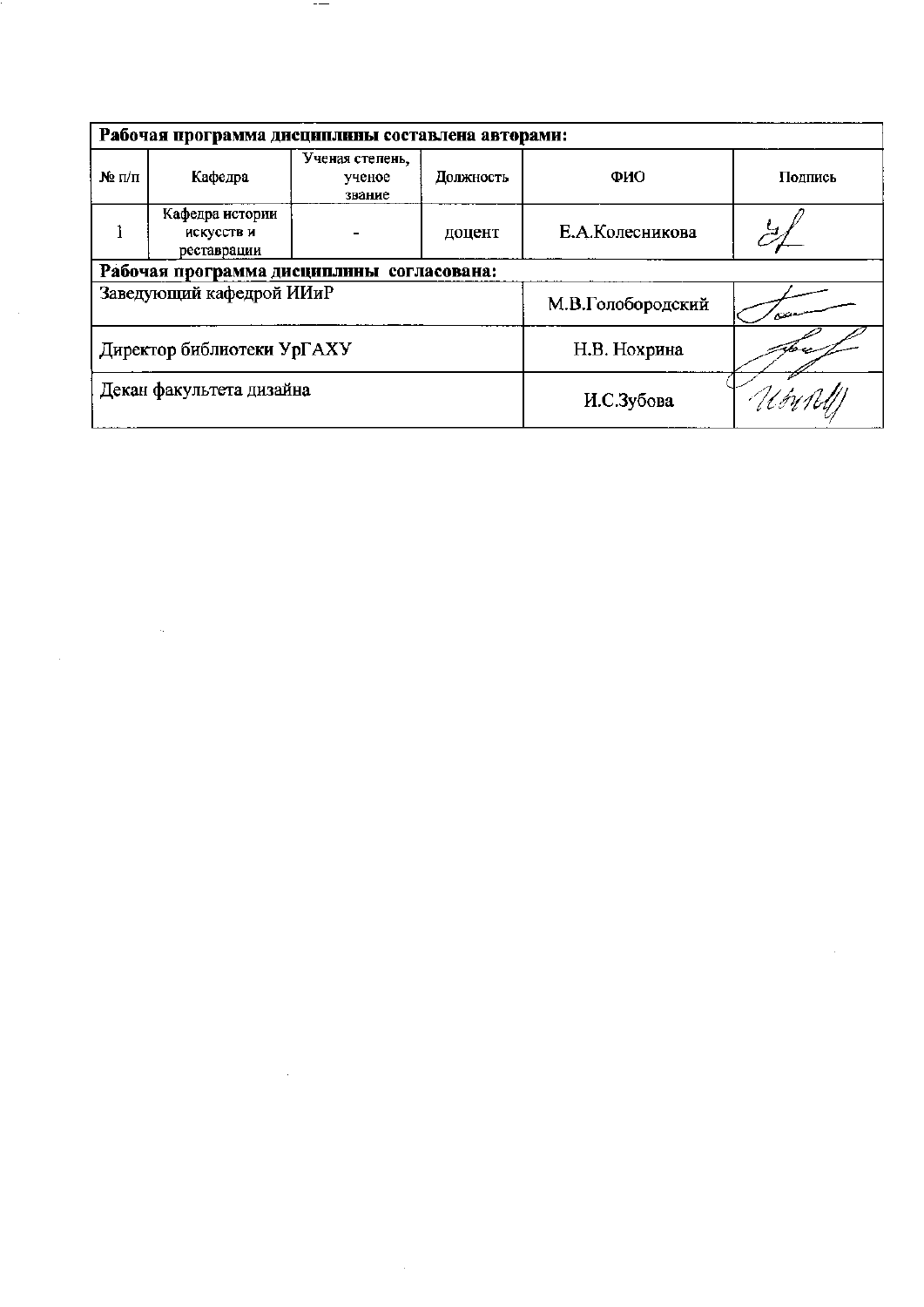| Рабочая программа дисциплины составлена авторами: | | | | | |
|---|---|---|---|---|---|
| № п/п | Кафедра | Ученая степень, ученое звание | Должность | ФИО | Подпись |
| 1 | Кафедра истории искусств и реставрации | - | доцент | Е.А.Колесникова | |
| **Рабочая программа дисциплины согласована:** | | | | | |
| Заведующий кафедрой ИИиР | | | | М.В.Голобородский | |
| Директор библиотеки УрГАХУ | | | | Н.В. Нохрина | |
| Декан факультета дизайна | | | | И.С.Зубова | |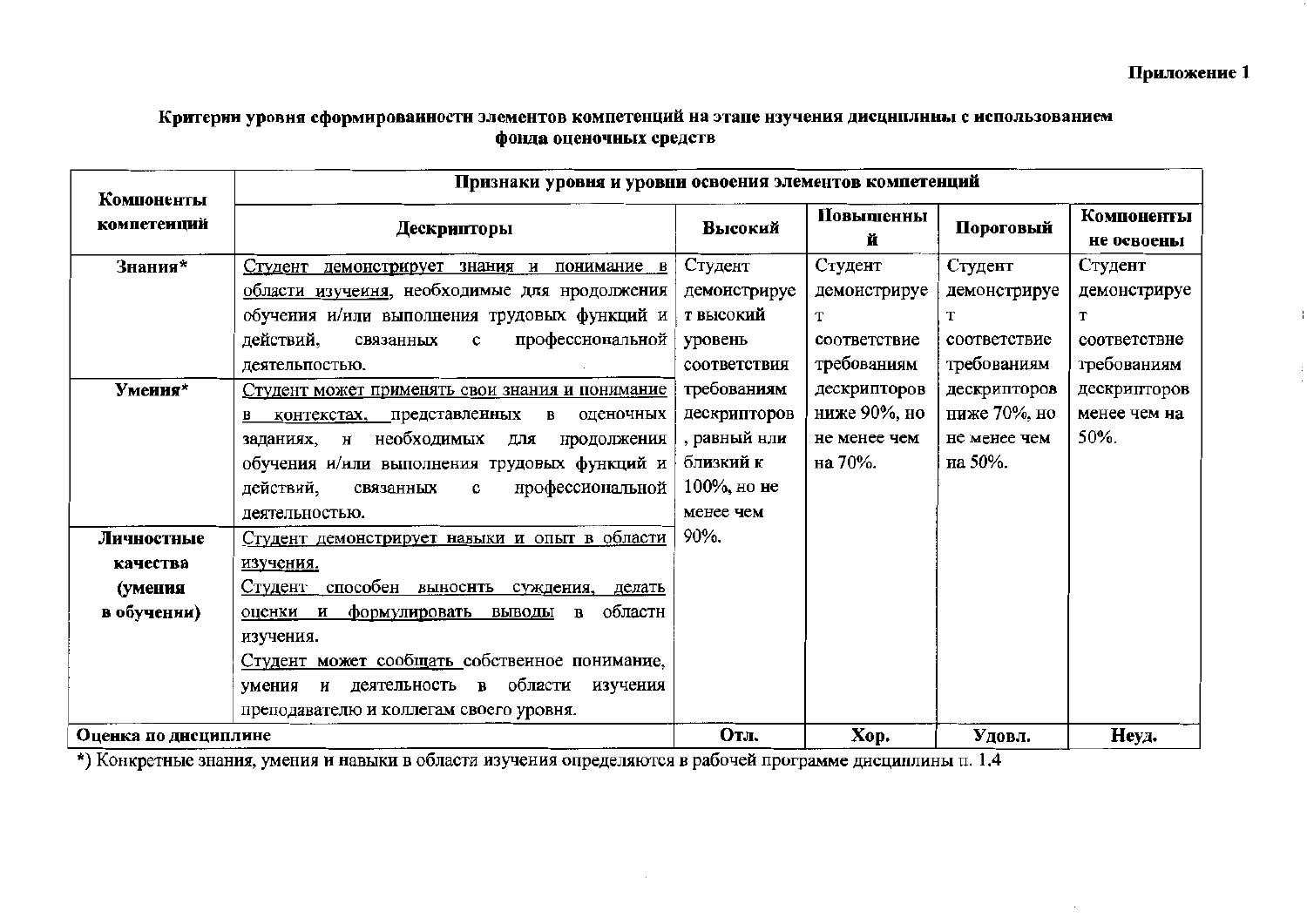**Приложение 1**

**Критерии уровня сформированности элементов компетенций на этапе изучения дисциплины с использованием фонда оценочных средств**

| Компоненты компетенций | Признаки уровня и уровни освоения элементов компетенций | | | | |
|---|---|---|---|---|---|
| | Дескрипторы | Высокий | Повышенный | Пороговый | Компоненты не освоены |
| **Знания*** | Студент демонстрирует знания и понимание в области изучения, необходимые для продолжения обучения и/или выполнения трудовых функций и действий, связанных с профессиональной деятельностью. | Студент демонстрирует высокий уровень соответствия требованиям дескрипторов, равный или близкий к 100%, но не менее чем 90%. | Студент демонстрирует соответствие требованиям дескрипторов ниже 90%, но не менее чем на 70%. | Студент демонстрирует соответствие требованиям дескрипторов ниже 70%, но не менее чем на 50%. | Студент демонстрирует соответствие требованиям дескрипторов менее чем на 50%. |
| **Умения*** | Студент может применять свои знания и понимание в контекстах, представленных в оценочных заданиях, и необходимых для продолжения обучения и/или выполнения трудовых функций и действий, связанных с профессиональной деятельностью. | | | | |
| **Личностные качества (умения в обучении)** | Студент демонстрирует навыки и опыт в области изучения. Студент способен выносить суждения, делать оценки и формулировать выводы в области изучения. Студент может сообщать собственное понимание, умения и деятельность в области изучения преподавателю и коллегам своего уровня. | | | | |
| **Оценка по дисциплине** | | **Отл.** | **Хор.** | **Удовл.** | **Неуд.** |

*) Конкретные знания, умения и навыки в области изучения определяются в рабочей программе дисциплины п. 1.4